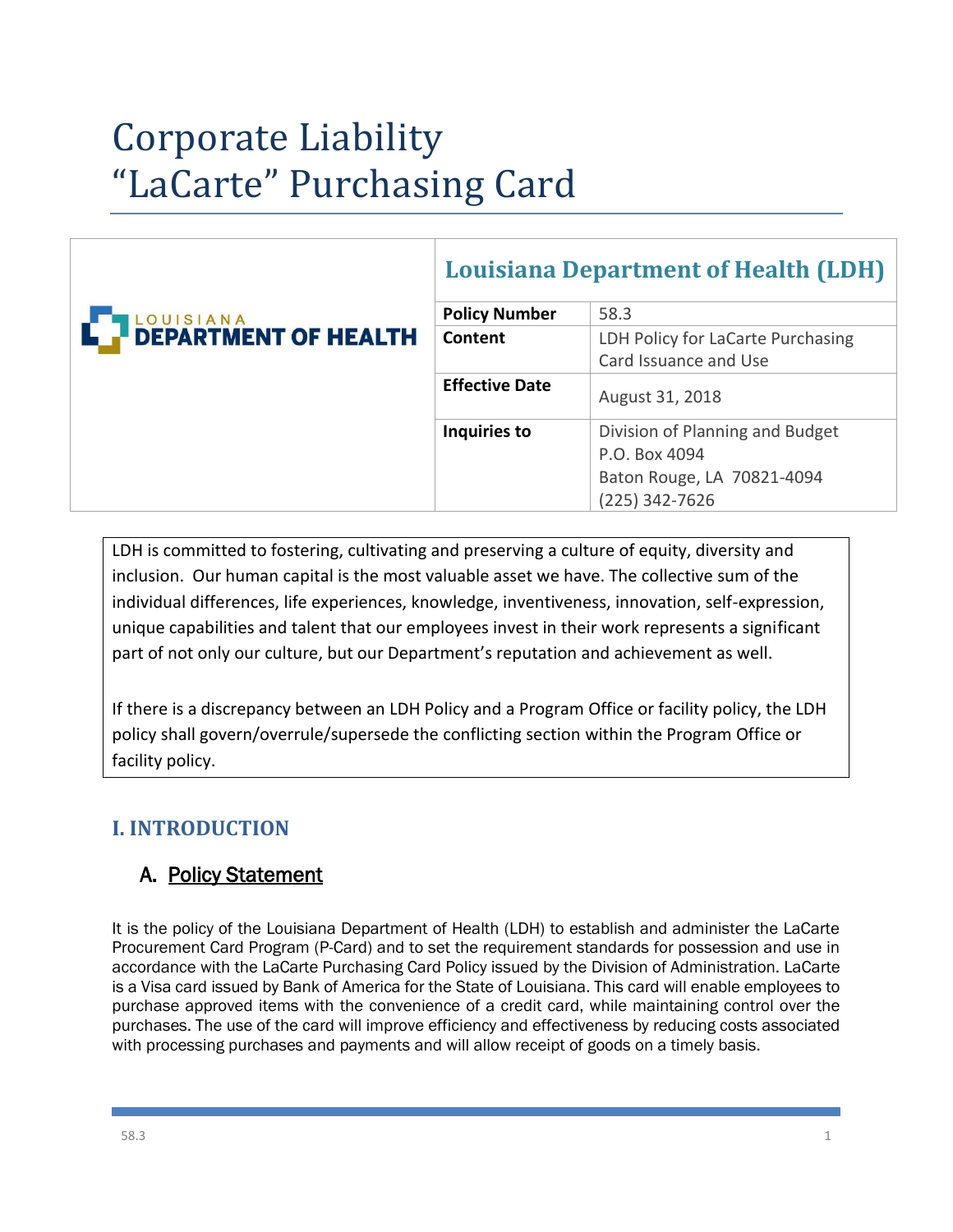# Corporate Liability "LaCarte" Purchasing Card

| LOUISIANA DEPARTMENT OF HEALTH | Louisiana Department of Health (LDH) | |
|---|---|---|
| | **Policy Number** | 58.3 |
| | **Content** | LDH Policy for LaCarte Purchasing Card Issuance and Use |
| | **Effective Date** | August 31, 2018 |
| | **Inquiries to** | Division of Planning and Budget<br>P.O. Box 4094<br>Baton Rouge, LA 70821-4094<br>(225) 342-7626 |

LDH is committed to fostering, cultivating and preserving a culture of equity, diversity and inclusion. Our human capital is the most valuable asset we have. The collective sum of the individual differences, life experiences, knowledge, inventiveness, innovation, self-expression, unique capabilities and talent that our employees invest in their work represents a significant part of not only our culture, but our Department's reputation and achievement as well.

If there is a discrepancy between an LDH Policy and a Program Office or facility policy, the LDH policy shall govern/overrule/supersede the conflicting section within the Program Office or facility policy.

## I. INTRODUCTION

### A. Policy Statement

It is the policy of the Louisiana Department of Health (LDH) to establish and administer the LaCarte Procurement Card Program (P-Card) and to set the requirement standards for possession and use in accordance with the LaCarte Purchasing Card Policy issued by the Division of Administration. LaCarte is a Visa card issued by Bank of America for the State of Louisiana. This card will enable employees to purchase approved items with the convenience of a credit card, while maintaining control over the purchases. The use of the card will improve efficiency and effectiveness by reducing costs associated with processing purchases and payments and will allow receipt of goods on a timely basis.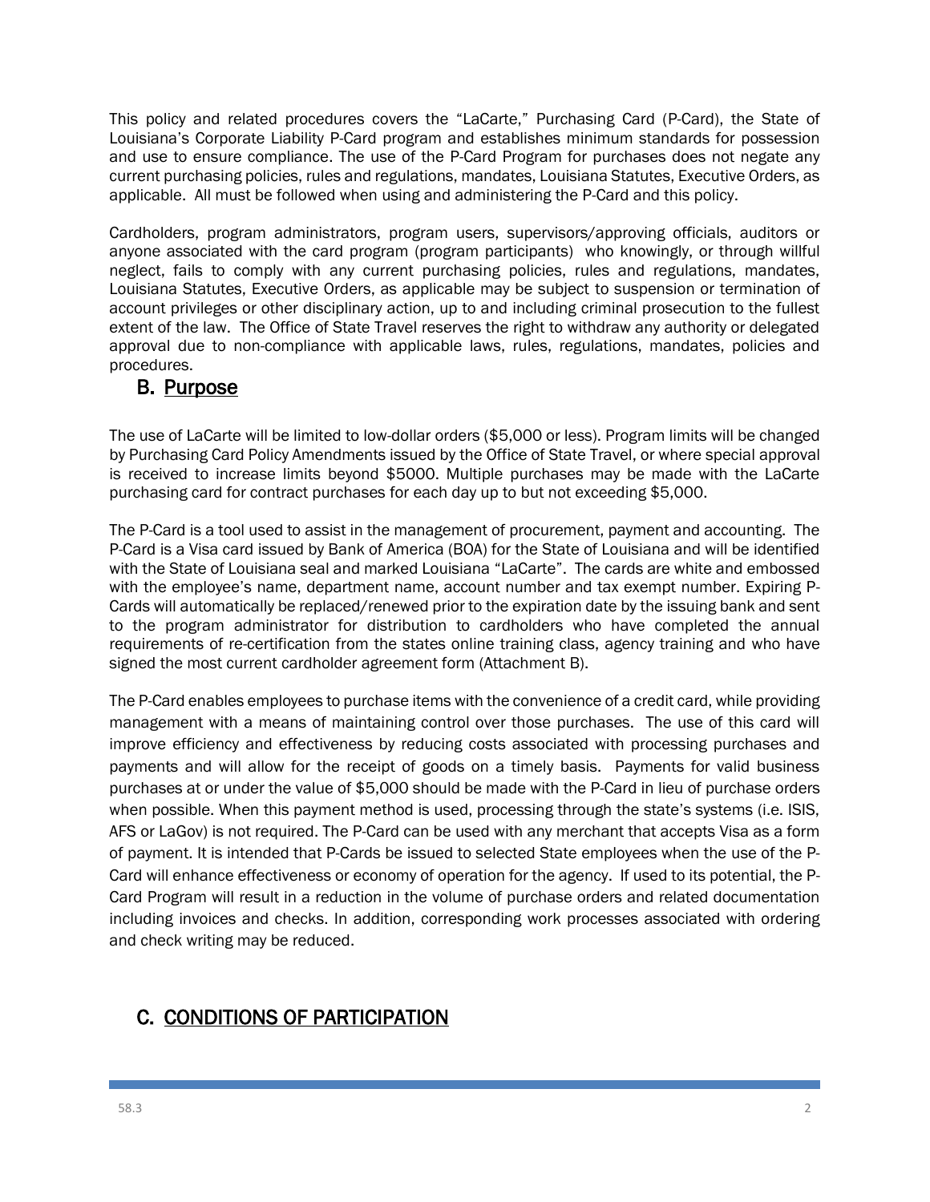This policy and related procedures covers the "LaCarte," Purchasing Card (P-Card), the State of Louisiana's Corporate Liability P-Card program and establishes minimum standards for possession and use to ensure compliance. The use of the P-Card Program for purchases does not negate any current purchasing policies, rules and regulations, mandates, Louisiana Statutes, Executive Orders, as applicable. All must be followed when using and administering the P-Card and this policy.

Cardholders, program administrators, program users, supervisors/approving officials, auditors or anyone associated with the card program (program participants) who knowingly, or through willful neglect, fails to comply with any current purchasing policies, rules and regulations, mandates, Louisiana Statutes, Executive Orders, as applicable may be subject to suspension or termination of account privileges or other disciplinary action, up to and including criminal prosecution to the fullest extent of the law. The Office of State Travel reserves the right to withdraw any authority or delegated approval due to non-compliance with applicable laws, rules, regulations, mandates, policies and procedures.

## B. Purpose

The use of LaCarte will be limited to low-dollar orders ($5,000 or less). Program limits will be changed by Purchasing Card Policy Amendments issued by the Office of State Travel, or where special approval is received to increase limits beyond $5000. Multiple purchases may be made with the LaCarte purchasing card for contract purchases for each day up to but not exceeding $5,000.

The P-Card is a tool used to assist in the management of procurement, payment and accounting. The P-Card is a Visa card issued by Bank of America (BOA) for the State of Louisiana and will be identified with the State of Louisiana seal and marked Louisiana "LaCarte". The cards are white and embossed with the employee's name, department name, account number and tax exempt number. Expiring P-Cards will automatically be replaced/renewed prior to the expiration date by the issuing bank and sent to the program administrator for distribution to cardholders who have completed the annual requirements of re-certification from the states online training class, agency training and who have signed the most current cardholder agreement form (Attachment B).

The P-Card enables employees to purchase items with the convenience of a credit card, while providing management with a means of maintaining control over those purchases. The use of this card will improve efficiency and effectiveness by reducing costs associated with processing purchases and payments and will allow for the receipt of goods on a timely basis. Payments for valid business purchases at or under the value of $5,000 should be made with the P-Card in lieu of purchase orders when possible. When this payment method is used, processing through the state's systems (i.e. ISIS, AFS or LaGov) is not required. The P-Card can be used with any merchant that accepts Visa as a form of payment. It is intended that P-Cards be issued to selected State employees when the use of the P-Card will enhance effectiveness or economy of operation for the agency. If used to its potential, the P-Card Program will result in a reduction in the volume of purchase orders and related documentation including invoices and checks. In addition, corresponding work processes associated with ordering and check writing may be reduced.

## C. CONDITIONS OF PARTICIPATION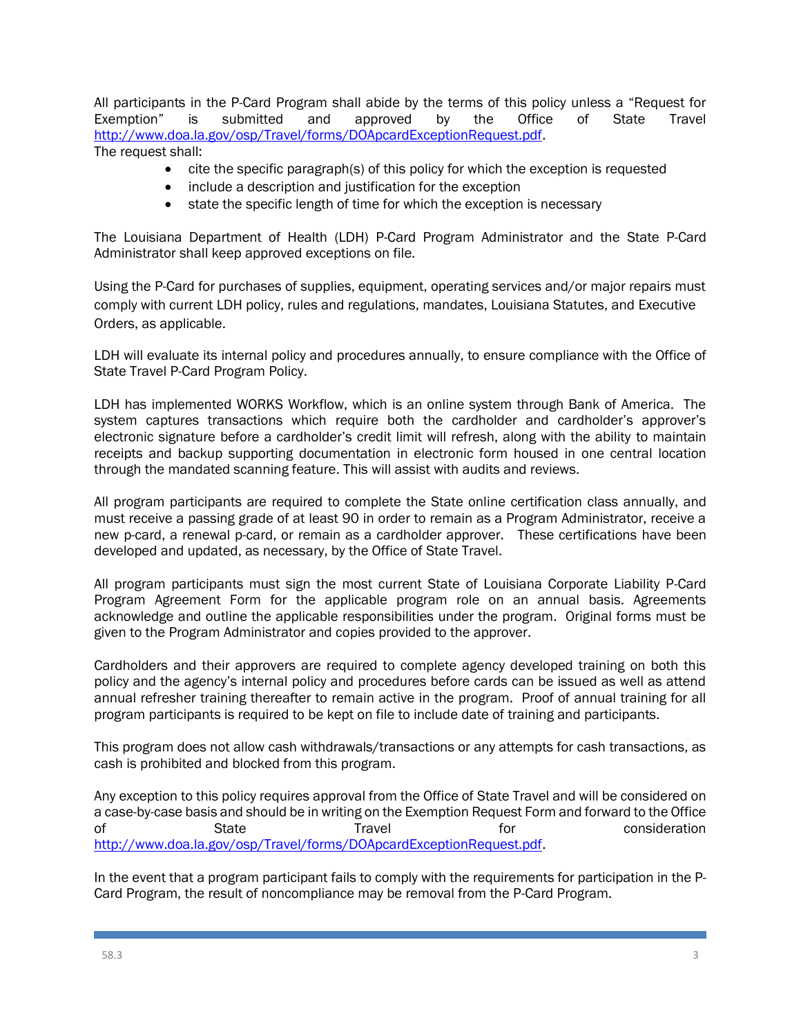All participants in the P-Card Program shall abide by the terms of this policy unless a "Request for Exemption" is submitted and approved by the Office of State Travel http://www.doa.la.gov/osp/Travel/forms/DOApcardExceptionRequest.pdf.
The request shall:

- cite the specific paragraph(s) of this policy for which the exception is requested
- include a description and justification for the exception
- state the specific length of time for which the exception is necessary

The Louisiana Department of Health (LDH) P-Card Program Administrator and the State P-Card Administrator shall keep approved exceptions on file.

Using the P-Card for purchases of supplies, equipment, operating services and/or major repairs must comply with current LDH policy, rules and regulations, mandates, Louisiana Statutes, and Executive Orders, as applicable.

LDH will evaluate its internal policy and procedures annually, to ensure compliance with the Office of State Travel P-Card Program Policy.

LDH has implemented WORKS Workflow, which is an online system through Bank of America. The system captures transactions which require both the cardholder and cardholder's approver's electronic signature before a cardholder's credit limit will refresh, along with the ability to maintain receipts and backup supporting documentation in electronic form housed in one central location through the mandated scanning feature. This will assist with audits and reviews.

All program participants are required to complete the State online certification class annually, and must receive a passing grade of at least 90 in order to remain as a Program Administrator, receive a new p-card, a renewal p-card, or remain as a cardholder approver. These certifications have been developed and updated, as necessary, by the Office of State Travel.

All program participants must sign the most current State of Louisiana Corporate Liability P-Card Program Agreement Form for the applicable program role on an annual basis. Agreements acknowledge and outline the applicable responsibilities under the program. Original forms must be given to the Program Administrator and copies provided to the approver.

Cardholders and their approvers are required to complete agency developed training on both this policy and the agency's internal policy and procedures before cards can be issued as well as attend annual refresher training thereafter to remain active in the program. Proof of annual training for all program participants is required to be kept on file to include date of training and participants.

This program does not allow cash withdrawals/transactions or any attempts for cash transactions, as cash is prohibited and blocked from this program.

Any exception to this policy requires approval from the Office of State Travel and will be considered on a case-by-case basis and should be in writing on the Exemption Request Form and forward to the Office of State Travel for consideration http://www.doa.la.gov/osp/Travel/forms/DOApcardExceptionRequest.pdf.

In the event that a program participant fails to comply with the requirements for participation in the P-Card Program, the result of noncompliance may be removal from the P-Card Program.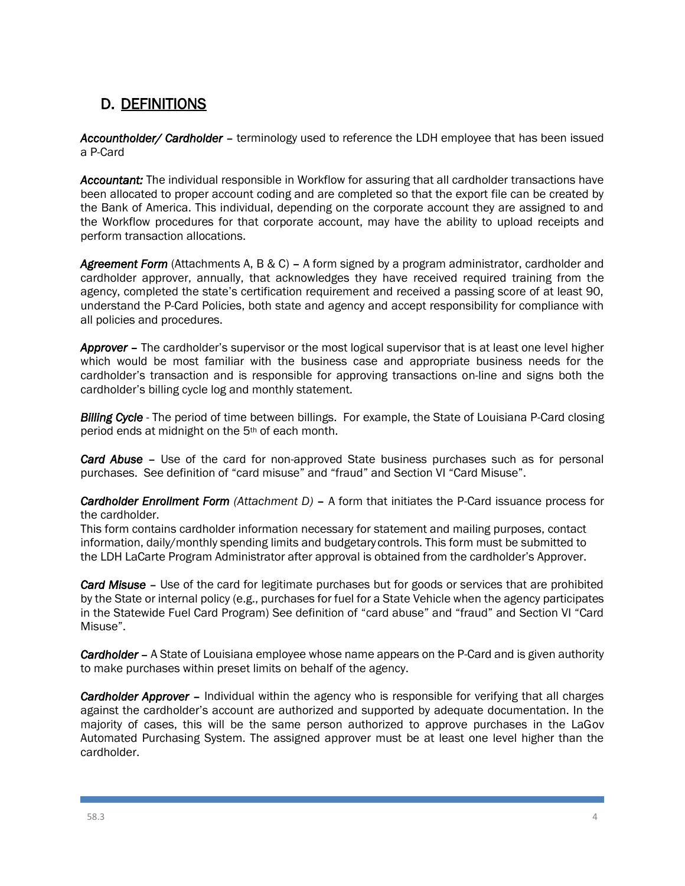## D. DEFINITIONS

***Accountholder/ Cardholder*** – terminology used to reference the LDH employee that has been issued a P-Card

***Accountant:*** The individual responsible in Workflow for assuring that all cardholder transactions have been allocated to proper account coding and are completed so that the export file can be created by the Bank of America. This individual, depending on the corporate account they are assigned to and the Workflow procedures for that corporate account, may have the ability to upload receipts and perform transaction allocations.

***Agreement Form*** (Attachments A, B & C) – A form signed by a program administrator, cardholder and cardholder approver, annually, that acknowledges they have received required training from the agency, completed the state's certification requirement and received a passing score of at least 90, understand the P-Card Policies, both state and agency and accept responsibility for compliance with all policies and procedures.

***Approver*** – The cardholder's supervisor or the most logical supervisor that is at least one level higher which would be most familiar with the business case and appropriate business needs for the cardholder's transaction and is responsible for approving transactions on-line and signs both the cardholder's billing cycle log and monthly statement.

***Billing Cycle*** - The period of time between billings. For example, the State of Louisiana P-Card closing period ends at midnight on the 5th of each month.

***Card Abuse*** – Use of the card for non-approved State business purchases such as for personal purchases. See definition of "card misuse" and "fraud" and Section VI "Card Misuse".

***Cardholder Enrollment Form*** *(Attachment D)* – A form that initiates the P-Card issuance process for the cardholder.
This form contains cardholder information necessary for statement and mailing purposes, contact information, daily/monthly spending limits and budgetary controls. This form must be submitted to the LDH LaCarte Program Administrator after approval is obtained from the cardholder's Approver.

***Card Misuse*** – Use of the card for legitimate purchases but for goods or services that are prohibited by the State or internal policy (e.g., purchases for fuel for a State Vehicle when the agency participates in the Statewide Fuel Card Program) See definition of "card abuse" and "fraud" and Section VI "Card Misuse".

***Cardholder*** – A State of Louisiana employee whose name appears on the P-Card and is given authority to make purchases within preset limits on behalf of the agency.

***Cardholder Approver*** – Individual within the agency who is responsible for verifying that all charges against the cardholder's account are authorized and supported by adequate documentation. In the majority of cases, this will be the same person authorized to approve purchases in the LaGov Automated Purchasing System. The assigned approver must be at least one level higher than the cardholder.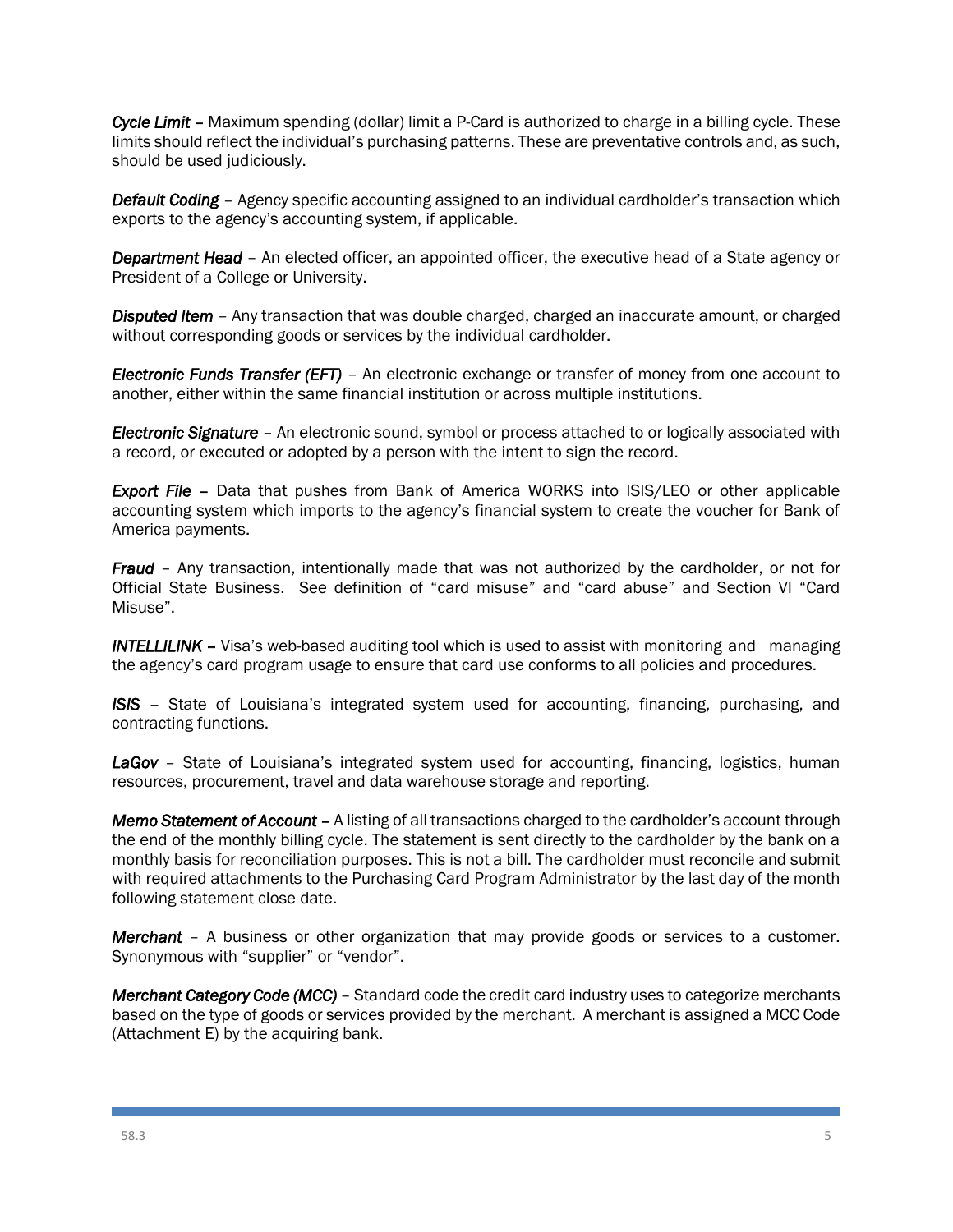***Cycle Limit*** – Maximum spending (dollar) limit a P-Card is authorized to charge in a billing cycle. These limits should reflect the individual's purchasing patterns. These are preventative controls and, as such, should be used judiciously.

***Default Coding*** – Agency specific accounting assigned to an individual cardholder's transaction which exports to the agency's accounting system, if applicable.

***Department Head*** – An elected officer, an appointed officer, the executive head of a State agency or President of a College or University.

***Disputed Item*** – Any transaction that was double charged, charged an inaccurate amount, or charged without corresponding goods or services by the individual cardholder.

***Electronic Funds Transfer (EFT)*** – An electronic exchange or transfer of money from one account to another, either within the same financial institution or across multiple institutions.

***Electronic Signature*** – An electronic sound, symbol or process attached to or logically associated with a record, or executed or adopted by a person with the intent to sign the record.

***Export File*** – Data that pushes from Bank of America WORKS into ISIS/LEO or other applicable accounting system which imports to the agency's financial system to create the voucher for Bank of America payments.

***Fraud*** – Any transaction, intentionally made that was not authorized by the cardholder, or not for Official State Business. See definition of "card misuse" and "card abuse" and Section VI "Card Misuse".

***INTELLILINK*** – Visa's web-based auditing tool which is used to assist with monitoring and managing the agency's card program usage to ensure that card use conforms to all policies and procedures.

***ISIS*** – State of Louisiana's integrated system used for accounting, financing, purchasing, and contracting functions.

***LaGov*** – State of Louisiana's integrated system used for accounting, financing, logistics, human resources, procurement, travel and data warehouse storage and reporting.

***Memo Statement of Account*** – A listing of all transactions charged to the cardholder's account through the end of the monthly billing cycle. The statement is sent directly to the cardholder by the bank on a monthly basis for reconciliation purposes. This is not a bill. The cardholder must reconcile and submit with required attachments to the Purchasing Card Program Administrator by the last day of the month following statement close date.

***Merchant*** – A business or other organization that may provide goods or services to a customer. Synonymous with "supplier" or "vendor".

***Merchant Category Code (MCC)*** – Standard code the credit card industry uses to categorize merchants based on the type of goods or services provided by the merchant. A merchant is assigned a MCC Code (Attachment E) by the acquiring bank.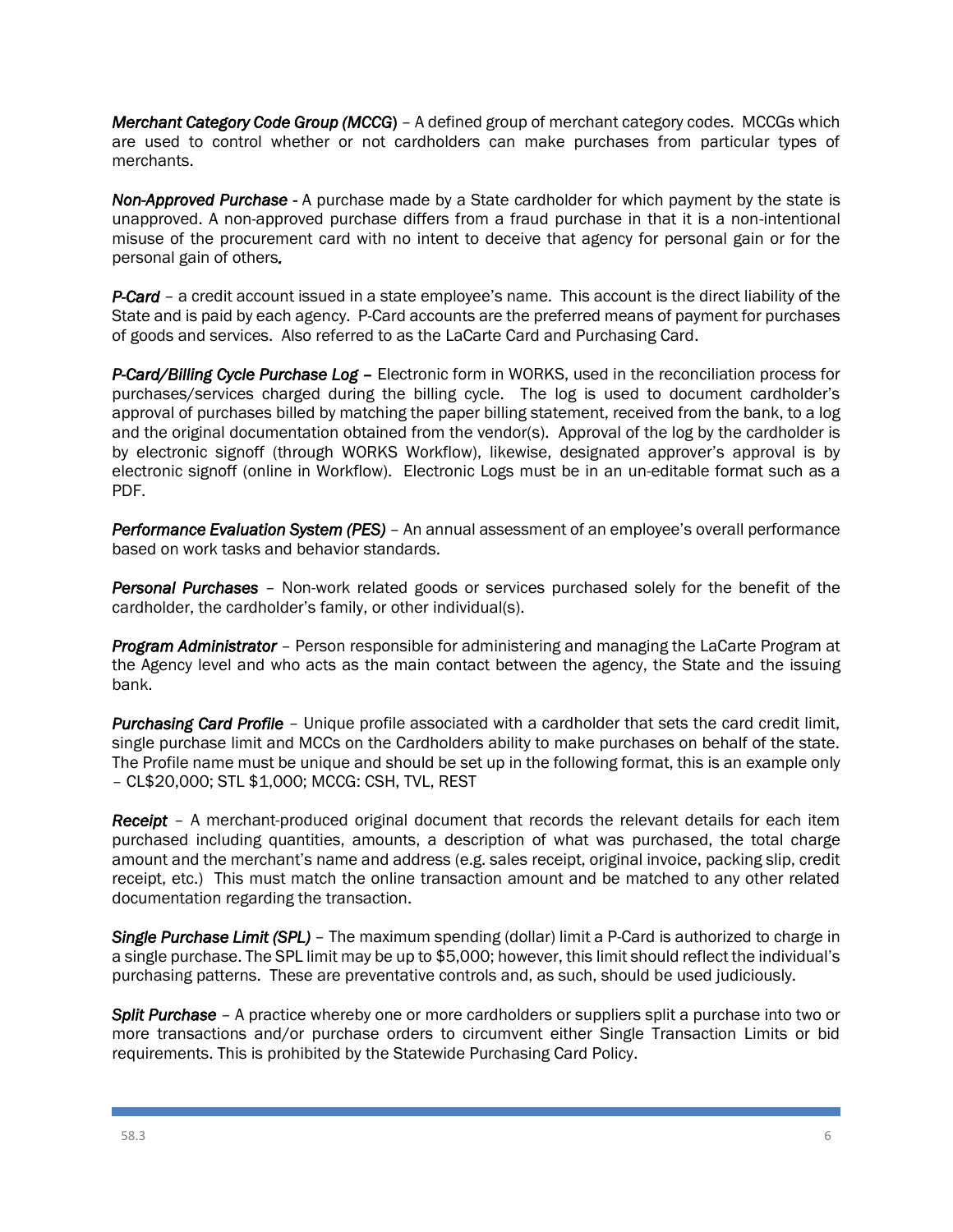***Merchant Category Code Group (MCCG)*** – A defined group of merchant category codes. MCCGs which are used to control whether or not cardholders can make purchases from particular types of merchants.

***Non-Approved Purchase*** - A purchase made by a State cardholder for which payment by the state is unapproved. A non-approved purchase differs from a fraud purchase in that it is a non-intentional misuse of the procurement card with no intent to deceive that agency for personal gain or for the personal gain of others.

***P-Card*** – a credit account issued in a state employee's name. This account is the direct liability of the State and is paid by each agency. P-Card accounts are the preferred means of payment for purchases of goods and services. Also referred to as the LaCarte Card and Purchasing Card.

***P-Card/Billing Cycle Purchase Log*** – Electronic form in WORKS, used in the reconciliation process for purchases/services charged during the billing cycle. The log is used to document cardholder's approval of purchases billed by matching the paper billing statement, received from the bank, to a log and the original documentation obtained from the vendor(s). Approval of the log by the cardholder is by electronic signoff (through WORKS Workflow), likewise, designated approver's approval is by electronic signoff (online in Workflow). Electronic Logs must be in an un-editable format such as a PDF.

***Performance Evaluation System (PES)*** – An annual assessment of an employee's overall performance based on work tasks and behavior standards.

***Personal Purchases*** – Non-work related goods or services purchased solely for the benefit of the cardholder, the cardholder's family, or other individual(s).

***Program Administrator*** – Person responsible for administering and managing the LaCarte Program at the Agency level and who acts as the main contact between the agency, the State and the issuing bank.

***Purchasing Card Profile*** – Unique profile associated with a cardholder that sets the card credit limit, single purchase limit and MCCs on the Cardholders ability to make purchases on behalf of the state. The Profile name must be unique and should be set up in the following format, this is an example only – CL$20,000; STL $1,000; MCCG: CSH, TVL, REST

***Receipt*** – A merchant-produced original document that records the relevant details for each item purchased including quantities, amounts, a description of what was purchased, the total charge amount and the merchant's name and address (e.g. sales receipt, original invoice, packing slip, credit receipt, etc.) This must match the online transaction amount and be matched to any other related documentation regarding the transaction.

***Single Purchase Limit (SPL)*** – The maximum spending (dollar) limit a P-Card is authorized to charge in a single purchase. The SPL limit may be up to $5,000; however, this limit should reflect the individual's purchasing patterns. These are preventative controls and, as such, should be used judiciously.

***Split Purchase*** – A practice whereby one or more cardholders or suppliers split a purchase into two or more transactions and/or purchase orders to circumvent either Single Transaction Limits or bid requirements. This is prohibited by the Statewide Purchasing Card Policy.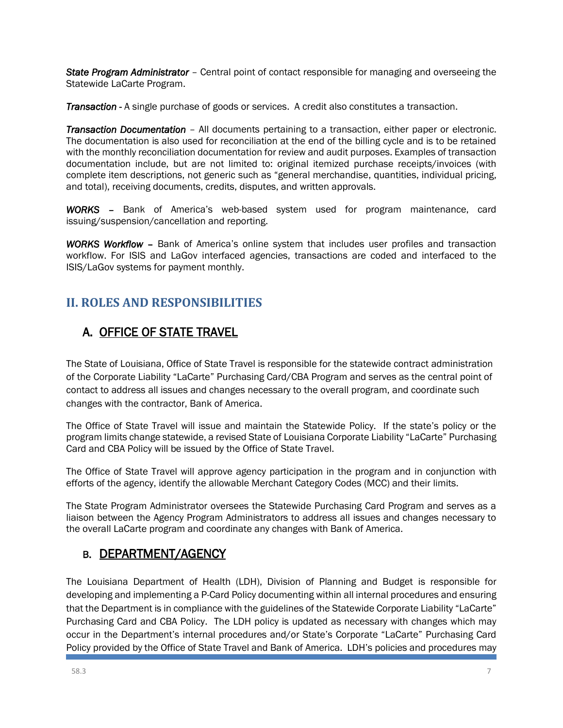***State Program Administrator*** – Central point of contact responsible for managing and overseeing the Statewide LaCarte Program.

***Transaction*** - A single purchase of goods or services. A credit also constitutes a transaction.

***Transaction Documentation*** – All documents pertaining to a transaction, either paper or electronic. The documentation is also used for reconciliation at the end of the billing cycle and is to be retained with the monthly reconciliation documentation for review and audit purposes. Examples of transaction documentation include, but are not limited to: original itemized purchase receipts/invoices (with complete item descriptions, not generic such as "general merchandise, quantities, individual pricing, and total), receiving documents, credits, disputes, and written approvals.

***WORKS*** – Bank of America's web-based system used for program maintenance, card issuing/suspension/cancellation and reporting.

***WORKS Workflow*** – Bank of America's online system that includes user profiles and transaction workflow. For ISIS and LaGov interfaced agencies, transactions are coded and interfaced to the ISIS/LaGov systems for payment monthly.

# II. ROLES AND RESPONSIBILITIES

## A. OFFICE OF STATE TRAVEL

The State of Louisiana, Office of State Travel is responsible for the statewide contract administration of the Corporate Liability "LaCarte" Purchasing Card/CBA Program and serves as the central point of contact to address all issues and changes necessary to the overall program, and coordinate such changes with the contractor, Bank of America.

The Office of State Travel will issue and maintain the Statewide Policy. If the state's policy or the program limits change statewide, a revised State of Louisiana Corporate Liability "LaCarte" Purchasing Card and CBA Policy will be issued by the Office of State Travel.

The Office of State Travel will approve agency participation in the program and in conjunction with efforts of the agency, identify the allowable Merchant Category Codes (MCC) and their limits.

The State Program Administrator oversees the Statewide Purchasing Card Program and serves as a liaison between the Agency Program Administrators to address all issues and changes necessary to the overall LaCarte program and coordinate any changes with Bank of America.

## B. DEPARTMENT/AGENCY

The Louisiana Department of Health (LDH), Division of Planning and Budget is responsible for developing and implementing a P-Card Policy documenting within all internal procedures and ensuring that the Department is in compliance with the guidelines of the Statewide Corporate Liability "LaCarte" Purchasing Card and CBA Policy. The LDH policy is updated as necessary with changes which may occur in the Department's internal procedures and/or State's Corporate "LaCarte" Purchasing Card Policy provided by the Office of State Travel and Bank of America. LDH's policies and procedures may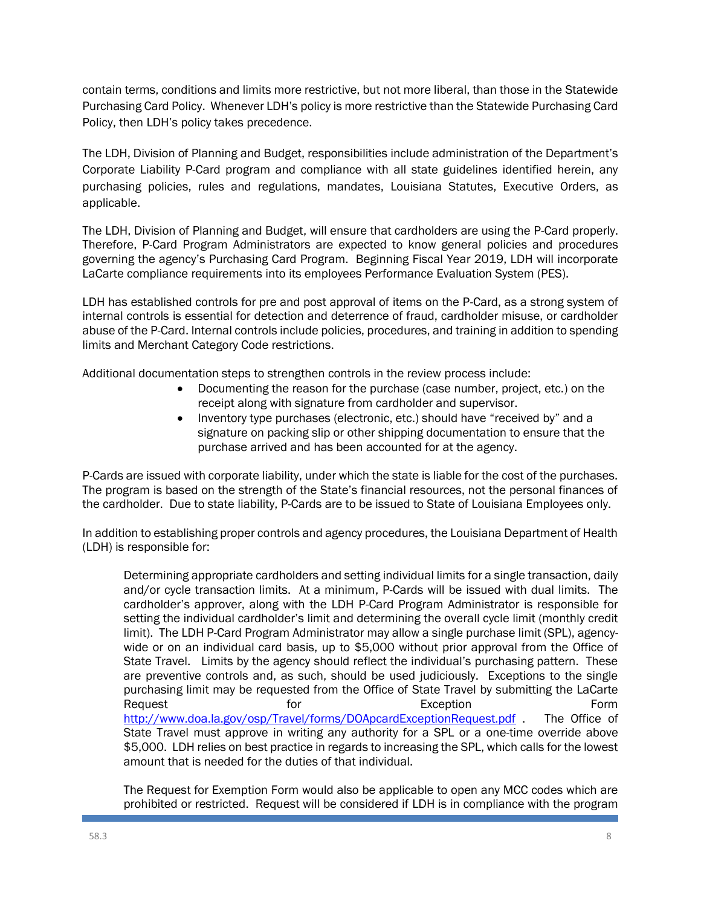contain terms, conditions and limits more restrictive, but not more liberal, than those in the Statewide Purchasing Card Policy. Whenever LDH's policy is more restrictive than the Statewide Purchasing Card Policy, then LDH's policy takes precedence.

The LDH, Division of Planning and Budget, responsibilities include administration of the Department's Corporate Liability P-Card program and compliance with all state guidelines identified herein, any purchasing policies, rules and regulations, mandates, Louisiana Statutes, Executive Orders, as applicable.

The LDH, Division of Planning and Budget, will ensure that cardholders are using the P-Card properly. Therefore, P-Card Program Administrators are expected to know general policies and procedures governing the agency's Purchasing Card Program. Beginning Fiscal Year 2019, LDH will incorporate LaCarte compliance requirements into its employees Performance Evaluation System (PES).

LDH has established controls for pre and post approval of items on the P-Card, as a strong system of internal controls is essential for detection and deterrence of fraud, cardholder misuse, or cardholder abuse of the P-Card. Internal controls include policies, procedures, and training in addition to spending limits and Merchant Category Code restrictions.

Additional documentation steps to strengthen controls in the review process include:

- Documenting the reason for the purchase (case number, project, etc.) on the receipt along with signature from cardholder and supervisor.
- Inventory type purchases (electronic, etc.) should have "received by" and a signature on packing slip or other shipping documentation to ensure that the purchase arrived and has been accounted for at the agency.

P-Cards are issued with corporate liability, under which the state is liable for the cost of the purchases. The program is based on the strength of the State's financial resources, not the personal finances of the cardholder. Due to state liability, P-Cards are to be issued to State of Louisiana Employees only.

In addition to establishing proper controls and agency procedures, the Louisiana Department of Health (LDH) is responsible for:

> Determining appropriate cardholders and setting individual limits for a single transaction, daily and/or cycle transaction limits. At a minimum, P-Cards will be issued with dual limits. The cardholder's approver, along with the LDH P-Card Program Administrator is responsible for setting the individual cardholder's limit and determining the overall cycle limit (monthly credit limit). The LDH P-Card Program Administrator may allow a single purchase limit (SPL), agency-wide or on an individual card basis, up to $5,000 without prior approval from the Office of State Travel. Limits by the agency should reflect the individual's purchasing pattern. These are preventive controls and, as such, should be used judiciously. Exceptions to the single purchasing limit may be requested from the Office of State Travel by submitting the LaCarte Request for Exception Form http://www.doa.la.gov/osp/Travel/forms/DOApcardExceptionRequest.pdf . The Office of State Travel must approve in writing any authority for a SPL or a one-time override above $5,000. LDH relies on best practice in regards to increasing the SPL, which calls for the lowest amount that is needed for the duties of that individual.
>
> The Request for Exemption Form would also be applicable to open any MCC codes which are prohibited or restricted. Request will be considered if LDH is in compliance with the program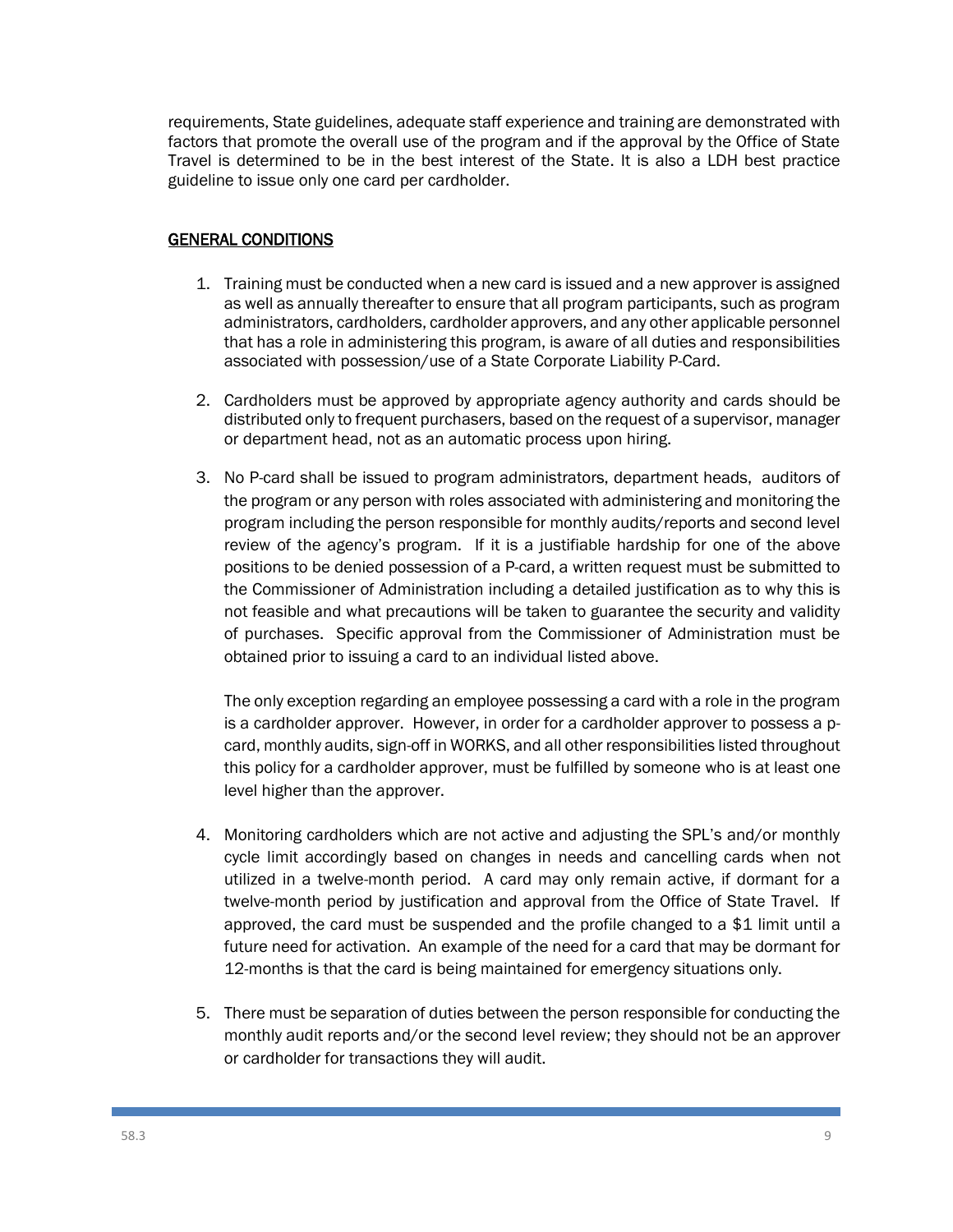requirements, State guidelines, adequate staff experience and training are demonstrated with factors that promote the overall use of the program and if the approval by the Office of State Travel is determined to be in the best interest of the State. It is also a LDH best practice guideline to issue only one card per cardholder.

## GENERAL CONDITIONS

1. Training must be conducted when a new card is issued and a new approver is assigned as well as annually thereafter to ensure that all program participants, such as program administrators, cardholders, cardholder approvers, and any other applicable personnel that has a role in administering this program, is aware of all duties and responsibilities associated with possession/use of a State Corporate Liability P-Card.

2. Cardholders must be approved by appropriate agency authority and cards should be distributed only to frequent purchasers, based on the request of a supervisor, manager or department head, not as an automatic process upon hiring.

3. No P-card shall be issued to program administrators, department heads, auditors of the program or any person with roles associated with administering and monitoring the program including the person responsible for monthly audits/reports and second level review of the agency's program. If it is a justifiable hardship for one of the above positions to be denied possession of a P-card, a written request must be submitted to the Commissioner of Administration including a detailed justification as to why this is not feasible and what precautions will be taken to guarantee the security and validity of purchases. Specific approval from the Commissioner of Administration must be obtained prior to issuing a card to an individual listed above.

   The only exception regarding an employee possessing a card with a role in the program is a cardholder approver. However, in order for a cardholder approver to possess a p-card, monthly audits, sign-off in WORKS, and all other responsibilities listed throughout this policy for a cardholder approver, must be fulfilled by someone who is at least one level higher than the approver.

4. Monitoring cardholders which are not active and adjusting the SPL's and/or monthly cycle limit accordingly based on changes in needs and cancelling cards when not utilized in a twelve-month period. A card may only remain active, if dormant for a twelve-month period by justification and approval from the Office of State Travel. If approved, the card must be suspended and the profile changed to a $1 limit until a future need for activation. An example of the need for a card that may be dormant for 12-months is that the card is being maintained for emergency situations only.

5. There must be separation of duties between the person responsible for conducting the monthly audit reports and/or the second level review; they should not be an approver or cardholder for transactions they will audit.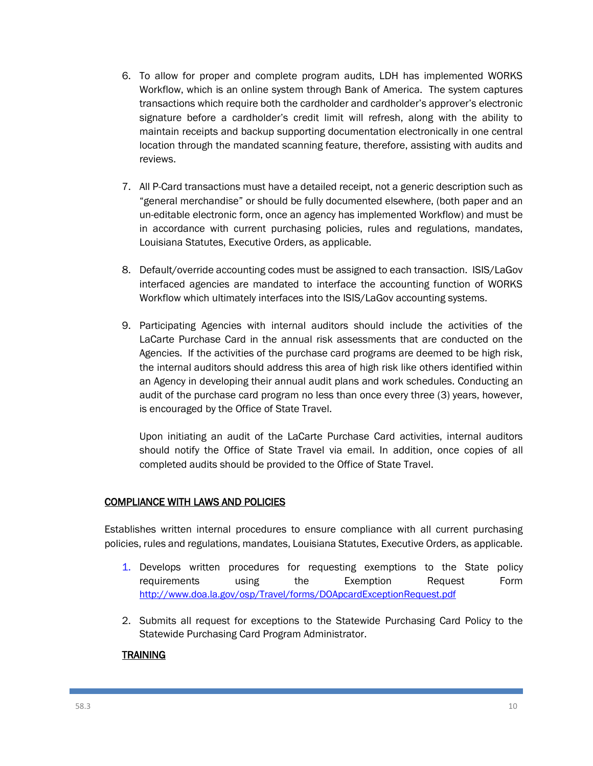6. To allow for proper and complete program audits, LDH has implemented WORKS Workflow, which is an online system through Bank of America. The system captures transactions which require both the cardholder and cardholder's approver's electronic signature before a cardholder's credit limit will refresh, along with the ability to maintain receipts and backup supporting documentation electronically in one central location through the mandated scanning feature, therefore, assisting with audits and reviews.

7. All P-Card transactions must have a detailed receipt, not a generic description such as "general merchandise" or should be fully documented elsewhere, (both paper and an un-editable electronic form, once an agency has implemented Workflow) and must be in accordance with current purchasing policies, rules and regulations, mandates, Louisiana Statutes, Executive Orders, as applicable.

8. Default/override accounting codes must be assigned to each transaction. ISIS/LaGov interfaced agencies are mandated to interface the accounting function of WORKS Workflow which ultimately interfaces into the ISIS/LaGov accounting systems.

9. Participating Agencies with internal auditors should include the activities of the LaCarte Purchase Card in the annual risk assessments that are conducted on the Agencies. If the activities of the purchase card programs are deemed to be high risk, the internal auditors should address this area of high risk like others identified within an Agency in developing their annual audit plans and work schedules. Conducting an audit of the purchase card program no less than once every three (3) years, however, is encouraged by the Office of State Travel.

   Upon initiating an audit of the LaCarte Purchase Card activities, internal auditors should notify the Office of State Travel via email. In addition, once copies of all completed audits should be provided to the Office of State Travel.

## COMPLIANCE WITH LAWS AND POLICIES

Establishes written internal procedures to ensure compliance with all current purchasing policies, rules and regulations, mandates, Louisiana Statutes, Executive Orders, as applicable.

1. Develops written procedures for requesting exemptions to the State policy requirements using the Exemption Request Form http://www.doa.la.gov/osp/Travel/forms/DOApcardExceptionRequest.pdf

2. Submits all request for exceptions to the Statewide Purchasing Card Policy to the Statewide Purchasing Card Program Administrator.

## TRAINING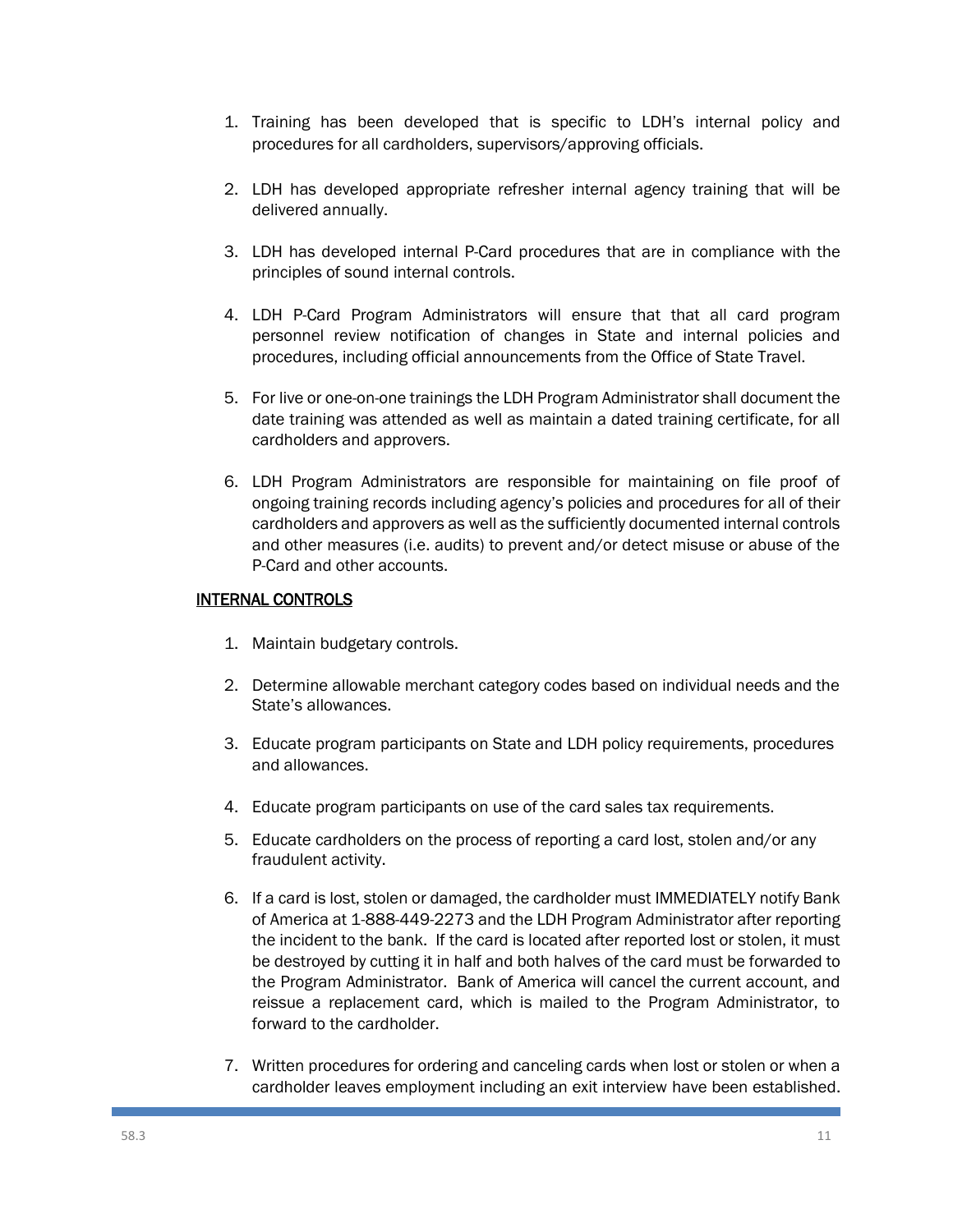1. Training has been developed that is specific to LDH's internal policy and procedures for all cardholders, supervisors/approving officials.

2. LDH has developed appropriate refresher internal agency training that will be delivered annually.

3. LDH has developed internal P-Card procedures that are in compliance with the principles of sound internal controls.

4. LDH P-Card Program Administrators will ensure that that all card program personnel review notification of changes in State and internal policies and procedures, including official announcements from the Office of State Travel.

5. For live or one-on-one trainings the LDH Program Administrator shall document the date training was attended as well as maintain a dated training certificate, for all cardholders and approvers.

6. LDH Program Administrators are responsible for maintaining on file proof of ongoing training records including agency's policies and procedures for all of their cardholders and approvers as well as the sufficiently documented internal controls and other measures (i.e. audits) to prevent and/or detect misuse or abuse of the P-Card and other accounts.

## INTERNAL CONTROLS

1. Maintain budgetary controls.

2. Determine allowable merchant category codes based on individual needs and the State's allowances.

3. Educate program participants on State and LDH policy requirements, procedures and allowances.

4. Educate program participants on use of the card sales tax requirements.

5. Educate cardholders on the process of reporting a card lost, stolen and/or any fraudulent activity.

6. If a card is lost, stolen or damaged, the cardholder must IMMEDIATELY notify Bank of America at 1-888-449-2273 and the LDH Program Administrator after reporting the incident to the bank. If the card is located after reported lost or stolen, it must be destroyed by cutting it in half and both halves of the card must be forwarded to the Program Administrator. Bank of America will cancel the current account, and reissue a replacement card, which is mailed to the Program Administrator, to forward to the cardholder.

7. Written procedures for ordering and canceling cards when lost or stolen or when a cardholder leaves employment including an exit interview have been established.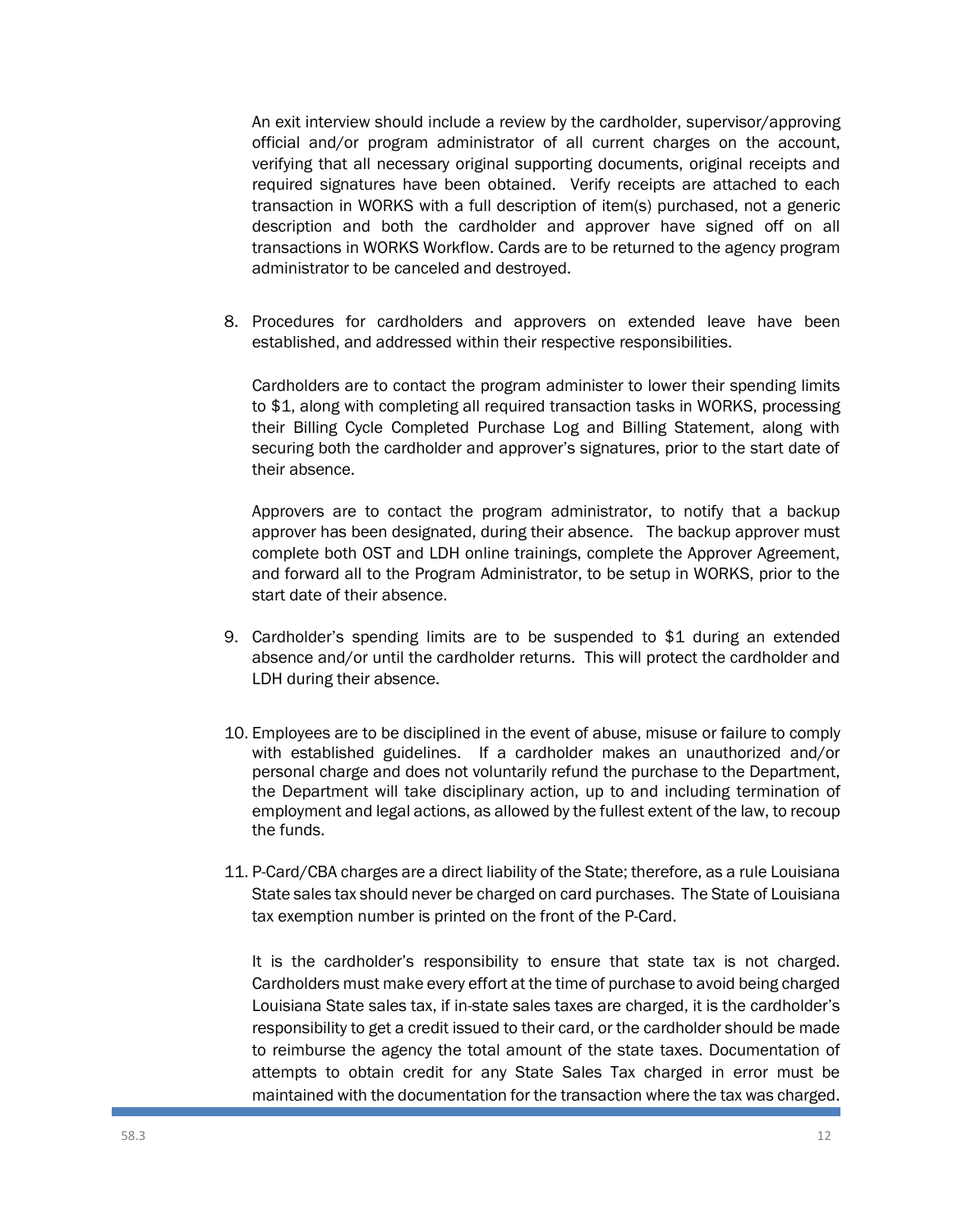An exit interview should include a review by the cardholder, supervisor/approving official and/or program administrator of all current charges on the account, verifying that all necessary original supporting documents, original receipts and required signatures have been obtained. Verify receipts are attached to each transaction in WORKS with a full description of item(s) purchased, not a generic description and both the cardholder and approver have signed off on all transactions in WORKS Workflow. Cards are to be returned to the agency program administrator to be canceled and destroyed.

8. Procedures for cardholders and approvers on extended leave have been established, and addressed within their respective responsibilities.

   Cardholders are to contact the program administer to lower their spending limits to $1, along with completing all required transaction tasks in WORKS, processing their Billing Cycle Completed Purchase Log and Billing Statement, along with securing both the cardholder and approver's signatures, prior to the start date of their absence.

   Approvers are to contact the program administrator, to notify that a backup approver has been designated, during their absence. The backup approver must complete both OST and LDH online trainings, complete the Approver Agreement, and forward all to the Program Administrator, to be setup in WORKS, prior to the start date of their absence.

9. Cardholder's spending limits are to be suspended to $1 during an extended absence and/or until the cardholder returns. This will protect the cardholder and LDH during their absence.

10. Employees are to be disciplined in the event of abuse, misuse or failure to comply with established guidelines. If a cardholder makes an unauthorized and/or personal charge and does not voluntarily refund the purchase to the Department, the Department will take disciplinary action, up to and including termination of employment and legal actions, as allowed by the fullest extent of the law, to recoup the funds.

11. P-Card/CBA charges are a direct liability of the State; therefore, as a rule Louisiana State sales tax should never be charged on card purchases. The State of Louisiana tax exemption number is printed on the front of the P-Card.

    It is the cardholder's responsibility to ensure that state tax is not charged. Cardholders must make every effort at the time of purchase to avoid being charged Louisiana State sales tax, if in-state sales taxes are charged, it is the cardholder's responsibility to get a credit issued to their card, or the cardholder should be made to reimburse the agency the total amount of the state taxes. Documentation of attempts to obtain credit for any State Sales Tax charged in error must be maintained with the documentation for the transaction where the tax was charged.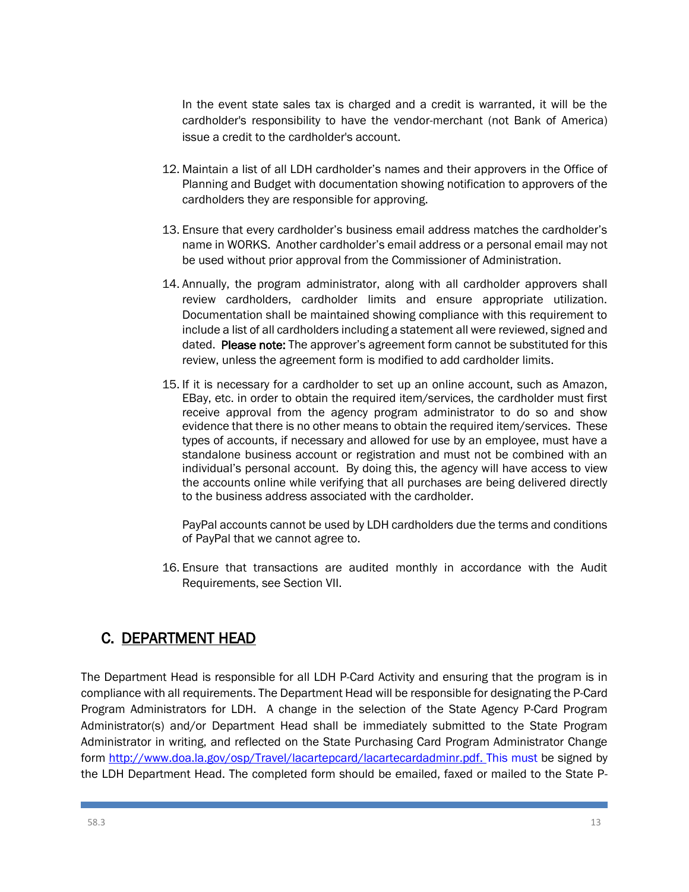In the event state sales tax is charged and a credit is warranted, it will be the cardholder's responsibility to have the vendor-merchant (not Bank of America) issue a credit to the cardholder's account.

12. Maintain a list of all LDH cardholder's names and their approvers in the Office of Planning and Budget with documentation showing notification to approvers of the cardholders they are responsible for approving.

13. Ensure that every cardholder's business email address matches the cardholder's name in WORKS. Another cardholder's email address or a personal email may not be used without prior approval from the Commissioner of Administration.

14. Annually, the program administrator, along with all cardholder approvers shall review cardholders, cardholder limits and ensure appropriate utilization. Documentation shall be maintained showing compliance with this requirement to include a list of all cardholders including a statement all were reviewed, signed and dated. **Please note:** The approver's agreement form cannot be substituted for this review, unless the agreement form is modified to add cardholder limits.

15. If it is necessary for a cardholder to set up an online account, such as Amazon, EBay, etc. in order to obtain the required item/services, the cardholder must first receive approval from the agency program administrator to do so and show evidence that there is no other means to obtain the required item/services. These types of accounts, if necessary and allowed for use by an employee, must have a standalone business account or registration and must not be combined with an individual's personal account. By doing this, the agency will have access to view the accounts online while verifying that all purchases are being delivered directly to the business address associated with the cardholder.

    PayPal accounts cannot be used by LDH cardholders due the terms and conditions of PayPal that we cannot agree to.

16. Ensure that transactions are audited monthly in accordance with the Audit Requirements, see Section VII.

## C. DEPARTMENT HEAD

The Department Head is responsible for all LDH P-Card Activity and ensuring that the program is in compliance with all requirements. The Department Head will be responsible for designating the P-Card Program Administrators for LDH. A change in the selection of the State Agency P-Card Program Administrator(s) and/or Department Head shall be immediately submitted to the State Program Administrator in writing, and reflected on the State Purchasing Card Program Administrator Change form http://www.doa.la.gov/osp/Travel/lacartepcard/lacartecardadminr.pdf. This must be signed by the LDH Department Head. The completed form should be emailed, faxed or mailed to the State P-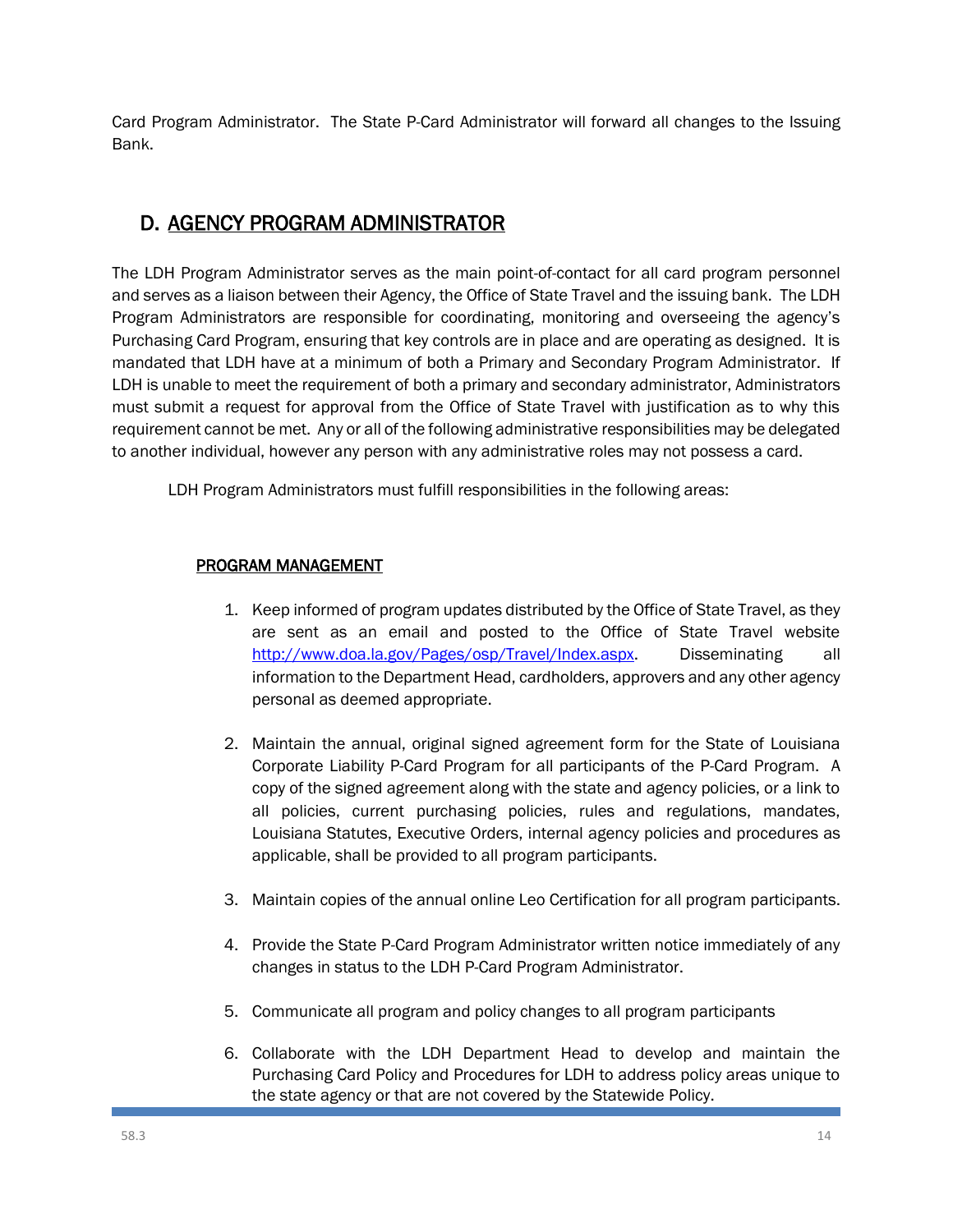Card Program Administrator. The State P-Card Administrator will forward all changes to the Issuing Bank.

## D. AGENCY PROGRAM ADMINISTRATOR

The LDH Program Administrator serves as the main point-of-contact for all card program personnel and serves as a liaison between their Agency, the Office of State Travel and the issuing bank. The LDH Program Administrators are responsible for coordinating, monitoring and overseeing the agency's Purchasing Card Program, ensuring that key controls are in place and are operating as designed. It is mandated that LDH have at a minimum of both a Primary and Secondary Program Administrator. If LDH is unable to meet the requirement of both a primary and secondary administrator, Administrators must submit a request for approval from the Office of State Travel with justification as to why this requirement cannot be met. Any or all of the following administrative responsibilities may be delegated to another individual, however any person with any administrative roles may not possess a card.

LDH Program Administrators must fulfill responsibilities in the following areas:

### PROGRAM MANAGEMENT

1. Keep informed of program updates distributed by the Office of State Travel, as they are sent as an email and posted to the Office of State Travel website http://www.doa.la.gov/Pages/osp/Travel/Index.aspx. Disseminating all information to the Department Head, cardholders, approvers and any other agency personal as deemed appropriate.

2. Maintain the annual, original signed agreement form for the State of Louisiana Corporate Liability P-Card Program for all participants of the P-Card Program. A copy of the signed agreement along with the state and agency policies, or a link to all policies, current purchasing policies, rules and regulations, mandates, Louisiana Statutes, Executive Orders, internal agency policies and procedures as applicable, shall be provided to all program participants.

3. Maintain copies of the annual online Leo Certification for all program participants.

4. Provide the State P-Card Program Administrator written notice immediately of any changes in status to the LDH P-Card Program Administrator.

5. Communicate all program and policy changes to all program participants

6. Collaborate with the LDH Department Head to develop and maintain the Purchasing Card Policy and Procedures for LDH to address policy areas unique to the state agency or that are not covered by the Statewide Policy.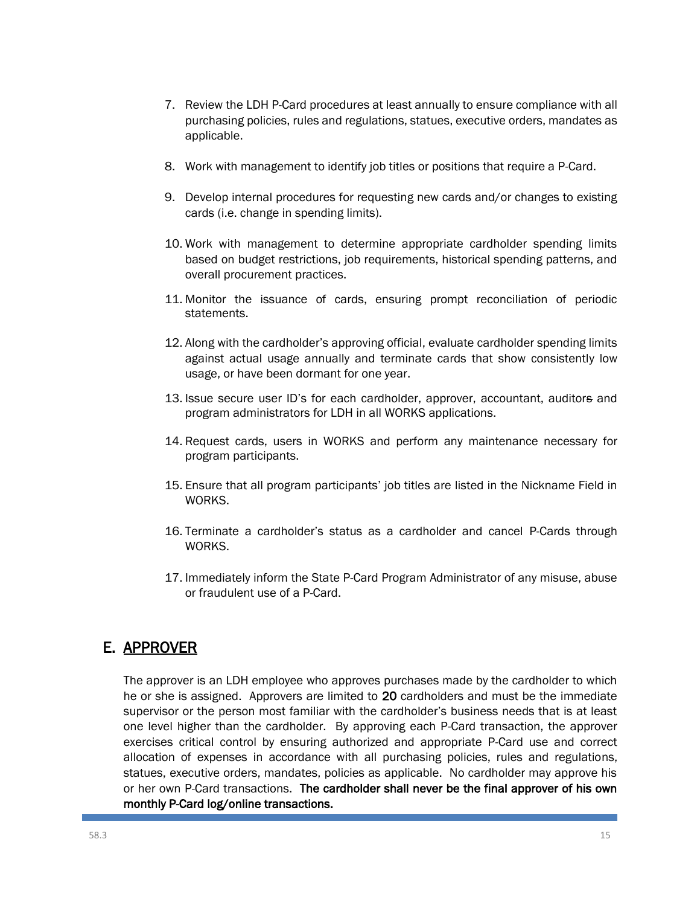7. Review the LDH P-Card procedures at least annually to ensure compliance with all purchasing policies, rules and regulations, statues, executive orders, mandates as applicable.

8. Work with management to identify job titles or positions that require a P-Card.

9. Develop internal procedures for requesting new cards and/or changes to existing cards (i.e. change in spending limits).

10. Work with management to determine appropriate cardholder spending limits based on budget restrictions, job requirements, historical spending patterns, and overall procurement practices.

11. Monitor the issuance of cards, ensuring prompt reconciliation of periodic statements.

12. Along with the cardholder's approving official, evaluate cardholder spending limits against actual usage annually and terminate cards that show consistently low usage, or have been dormant for one year.

13. Issue secure user ID's for each cardholder, approver, accountant, auditors and program administrators for LDH in all WORKS applications.

14. Request cards, users in WORKS and perform any maintenance necessary for program participants.

15. Ensure that all program participants' job titles are listed in the Nickname Field in WORKS.

16. Terminate a cardholder's status as a cardholder and cancel P-Cards through WORKS.

17. Immediately inform the State P-Card Program Administrator of any misuse, abuse or fraudulent use of a P-Card.

## E. APPROVER

The approver is an LDH employee who approves purchases made by the cardholder to which he or she is assigned. Approvers are limited to **20** cardholders and must be the immediate supervisor or the person most familiar with the cardholder's business needs that is at least one level higher than the cardholder. By approving each P-Card transaction, the approver exercises critical control by ensuring authorized and appropriate P-Card use and correct allocation of expenses in accordance with all purchasing policies, rules and regulations, statues, executive orders, mandates, policies as applicable. No cardholder may approve his or her own P-Card transactions. **The cardholder shall never be the final approver of his own monthly P-Card log/online transactions.**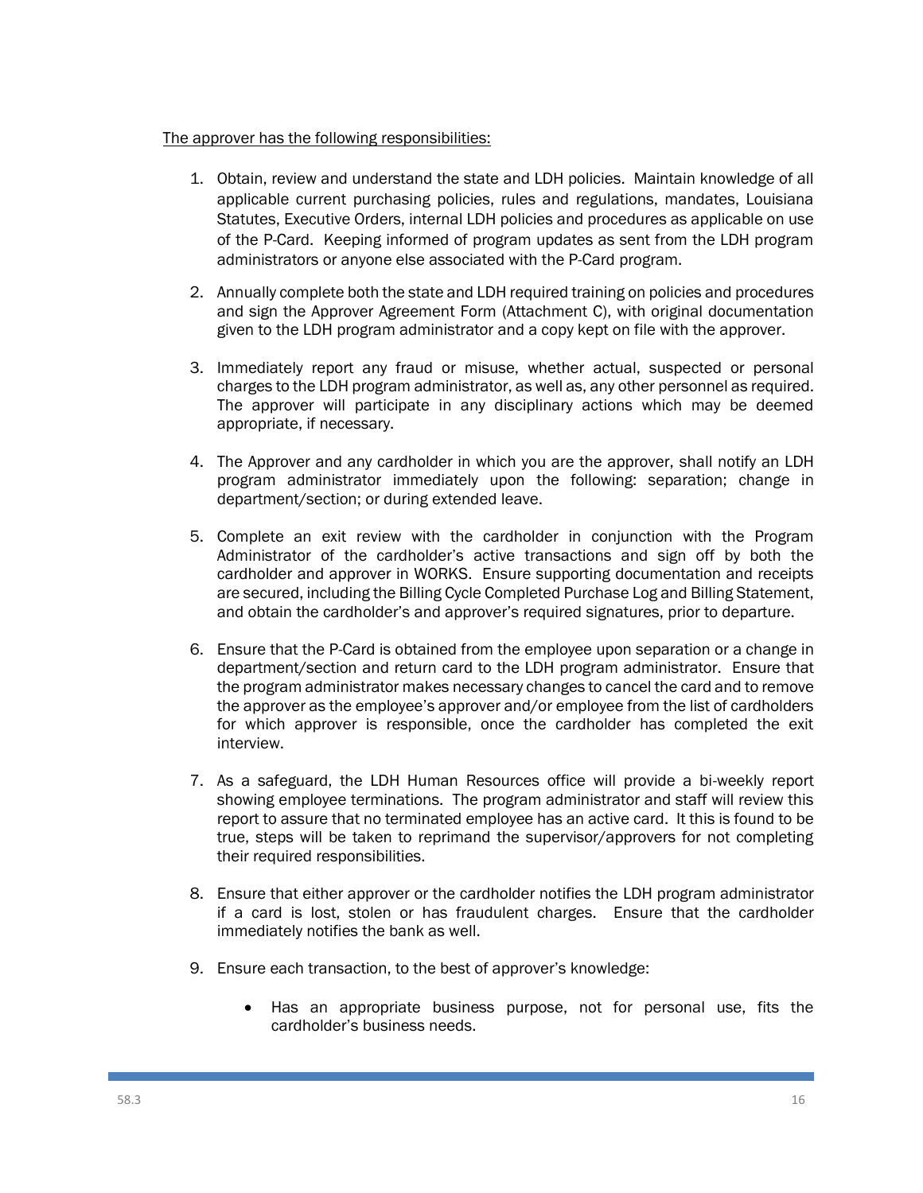<u>The approver has the following responsibilities:</u>

1. Obtain, review and understand the state and LDH policies. Maintain knowledge of all applicable current purchasing policies, rules and regulations, mandates, Louisiana Statutes, Executive Orders, internal LDH policies and procedures as applicable on use of the P-Card. Keeping informed of program updates as sent from the LDH program administrators or anyone else associated with the P-Card program.

2. Annually complete both the state and LDH required training on policies and procedures and sign the Approver Agreement Form (Attachment C), with original documentation given to the LDH program administrator and a copy kept on file with the approver.

3. Immediately report any fraud or misuse, whether actual, suspected or personal charges to the LDH program administrator, as well as, any other personnel as required. The approver will participate in any disciplinary actions which may be deemed appropriate, if necessary.

4. The Approver and any cardholder in which you are the approver, shall notify an LDH program administrator immediately upon the following: separation; change in department/section; or during extended leave.

5. Complete an exit review with the cardholder in conjunction with the Program Administrator of the cardholder's active transactions and sign off by both the cardholder and approver in WORKS. Ensure supporting documentation and receipts are secured, including the Billing Cycle Completed Purchase Log and Billing Statement, and obtain the cardholder's and approver's required signatures, prior to departure.

6. Ensure that the P-Card is obtained from the employee upon separation or a change in department/section and return card to the LDH program administrator. Ensure that the program administrator makes necessary changes to cancel the card and to remove the approver as the employee's approver and/or employee from the list of cardholders for which approver is responsible, once the cardholder has completed the exit interview.

7. As a safeguard, the LDH Human Resources office will provide a bi-weekly report showing employee terminations. The program administrator and staff will review this report to assure that no terminated employee has an active card. It this is found to be true, steps will be taken to reprimand the supervisor/approvers for not completing their required responsibilities.

8. Ensure that either approver or the cardholder notifies the LDH program administrator if a card is lost, stolen or has fraudulent charges. Ensure that the cardholder immediately notifies the bank as well.

9. Ensure each transaction, to the best of approver's knowledge:

    - Has an appropriate business purpose, not for personal use, fits the cardholder's business needs.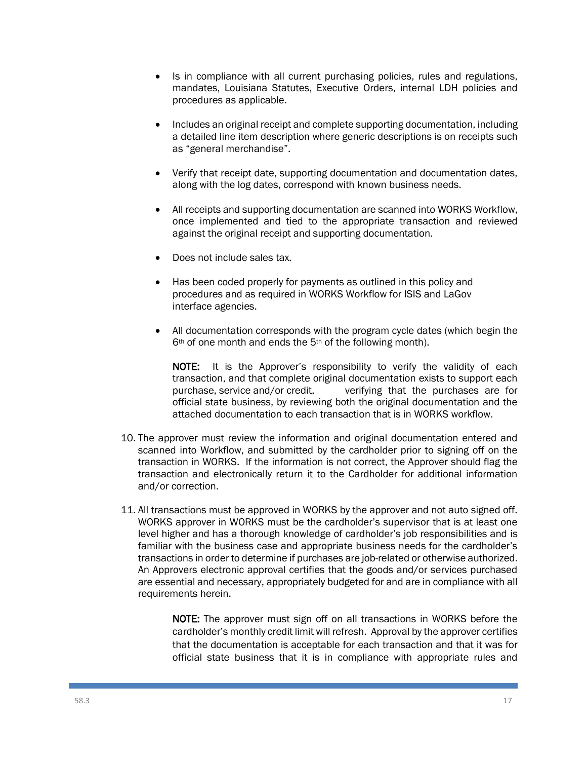- Is in compliance with all current purchasing policies, rules and regulations, mandates, Louisiana Statutes, Executive Orders, internal LDH policies and procedures as applicable.

- Includes an original receipt and complete supporting documentation, including a detailed line item description where generic descriptions is on receipts such as "general merchandise".

- Verify that receipt date, supporting documentation and documentation dates, along with the log dates, correspond with known business needs.

- All receipts and supporting documentation are scanned into WORKS Workflow, once implemented and tied to the appropriate transaction and reviewed against the original receipt and supporting documentation.

- Does not include sales tax.

- Has been coded properly for payments as outlined in this policy and procedures and as required in WORKS Workflow for ISIS and LaGov interface agencies.

- All documentation corresponds with the program cycle dates (which begin the 6th of one month and ends the 5th of the following month).

  **NOTE:** It is the Approver's responsibility to verify the validity of each transaction, and that complete original documentation exists to support each purchase, service and/or credit, verifying that the purchases are for official state business, by reviewing both the original documentation and the attached documentation to each transaction that is in WORKS workflow.

10. The approver must review the information and original documentation entered and scanned into Workflow, and submitted by the cardholder prior to signing off on the transaction in WORKS. If the information is not correct, the Approver should flag the transaction and electronically return it to the Cardholder for additional information and/or correction.

11. All transactions must be approved in WORKS by the approver and not auto signed off. WORKS approver in WORKS must be the cardholder's supervisor that is at least one level higher and has a thorough knowledge of cardholder's job responsibilities and is familiar with the business case and appropriate business needs for the cardholder's transactions in order to determine if purchases are job-related or otherwise authorized. An Approvers electronic approval certifies that the goods and/or services purchased are essential and necessary, appropriately budgeted for and are in compliance with all requirements herein.

    **NOTE:** The approver must sign off on all transactions in WORKS before the cardholder's monthly credit limit will refresh. Approval by the approver certifies that the documentation is acceptable for each transaction and that it was for official state business that it is in compliance with appropriate rules and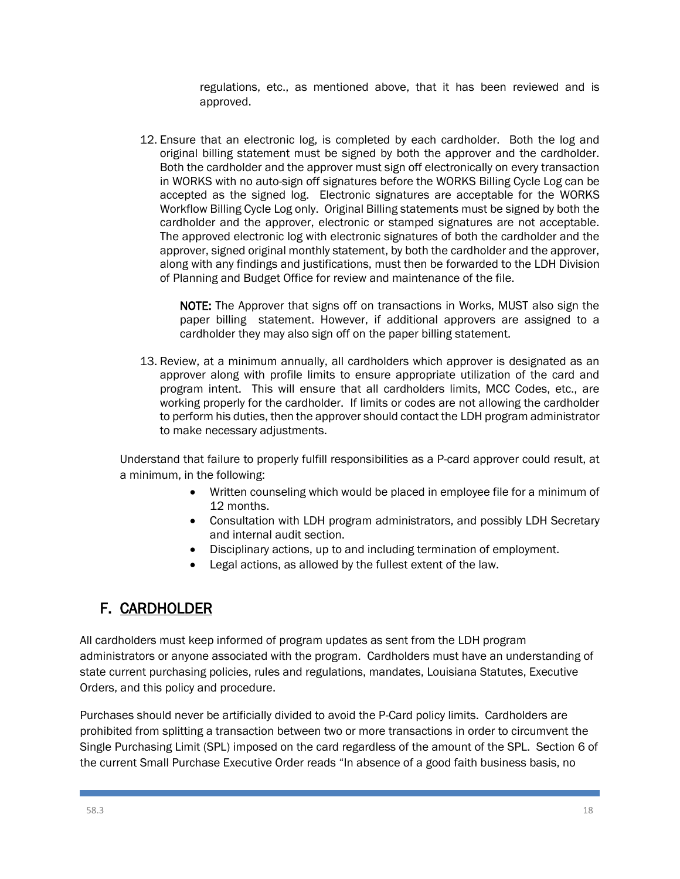regulations, etc., as mentioned above, that it has been reviewed and is approved.

12. Ensure that an electronic log, is completed by each cardholder. Both the log and original billing statement must be signed by both the approver and the cardholder. Both the cardholder and the approver must sign off electronically on every transaction in WORKS with no auto-sign off signatures before the WORKS Billing Cycle Log can be accepted as the signed log. Electronic signatures are acceptable for the WORKS Workflow Billing Cycle Log only. Original Billing statements must be signed by both the cardholder and the approver, electronic or stamped signatures are not acceptable. The approved electronic log with electronic signatures of both the cardholder and the approver, signed original monthly statement, by both the cardholder and the approver, along with any findings and justifications, must then be forwarded to the LDH Division of Planning and Budget Office for review and maintenance of the file.

    **NOTE:** The Approver that signs off on transactions in Works, MUST also sign the paper billing statement. However, if additional approvers are assigned to a cardholder they may also sign off on the paper billing statement.

13. Review, at a minimum annually, all cardholders which approver is designated as an approver along with profile limits to ensure appropriate utilization of the card and program intent. This will ensure that all cardholders limits, MCC Codes, etc., are working properly for the cardholder. If limits or codes are not allowing the cardholder to perform his duties, then the approver should contact the LDH program administrator to make necessary adjustments.

Understand that failure to properly fulfill responsibilities as a P-card approver could result, at a minimum, in the following:

- Written counseling which would be placed in employee file for a minimum of 12 months.
- Consultation with LDH program administrators, and possibly LDH Secretary and internal audit section.
- Disciplinary actions, up to and including termination of employment.
- Legal actions, as allowed by the fullest extent of the law.

## F. CARDHOLDER

All cardholders must keep informed of program updates as sent from the LDH program administrators or anyone associated with the program. Cardholders must have an understanding of state current purchasing policies, rules and regulations, mandates, Louisiana Statutes, Executive Orders, and this policy and procedure.

Purchases should never be artificially divided to avoid the P-Card policy limits. Cardholders are prohibited from splitting a transaction between two or more transactions in order to circumvent the Single Purchasing Limit (SPL) imposed on the card regardless of the amount of the SPL. Section 6 of the current Small Purchase Executive Order reads "In absence of a good faith business basis, no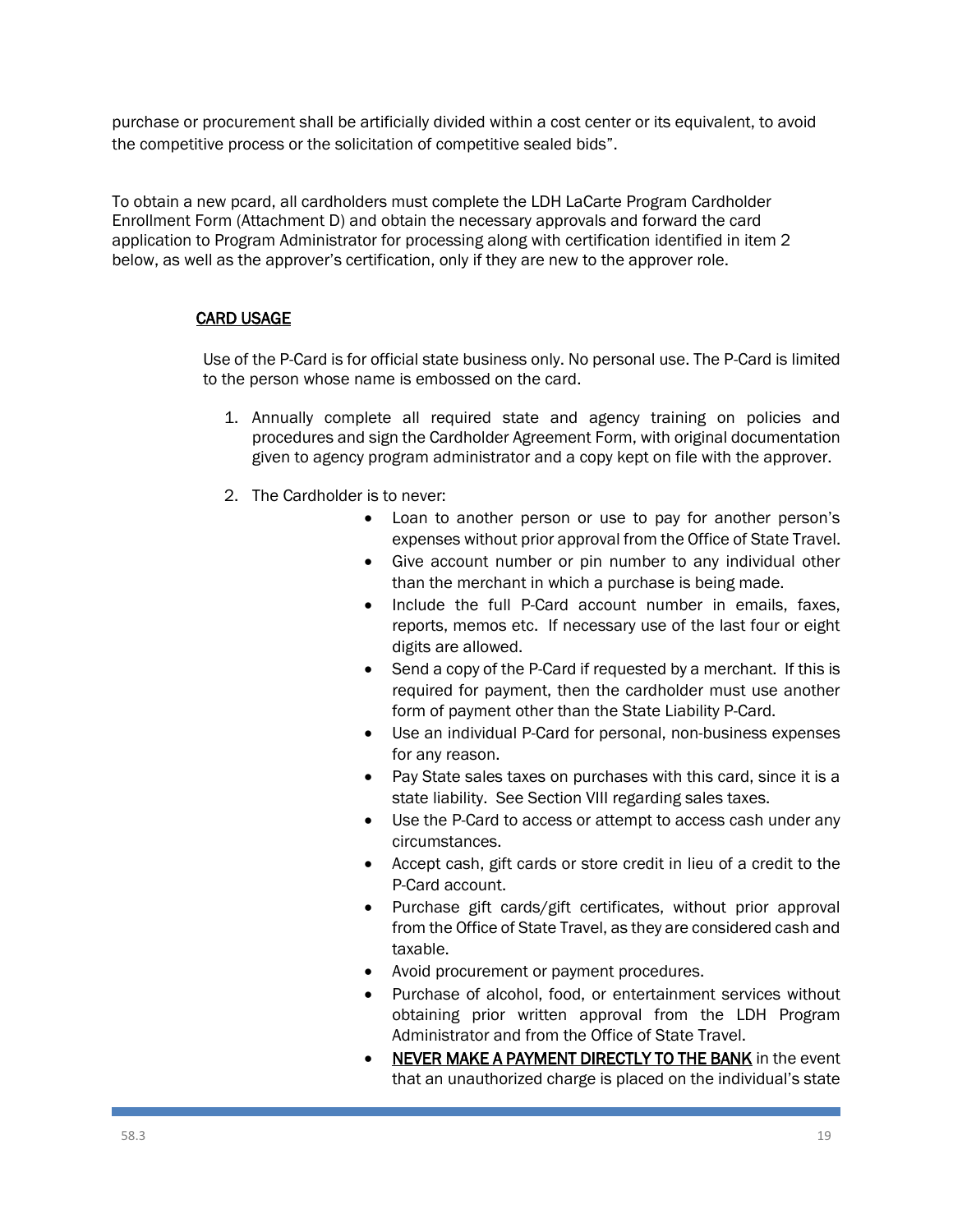purchase or procurement shall be artificially divided within a cost center or its equivalent, to avoid the competitive process or the solicitation of competitive sealed bids".

To obtain a new pcard, all cardholders must complete the LDH LaCarte Program Cardholder Enrollment Form (Attachment D) and obtain the necessary approvals and forward the card application to Program Administrator for processing along with certification identified in item 2 below, as well as the approver's certification, only if they are new to the approver role.

## CARD USAGE

Use of the P-Card is for official state business only. No personal use. The P-Card is limited to the person whose name is embossed on the card.

1. Annually complete all required state and agency training on policies and procedures and sign the Cardholder Agreement Form, with original documentation given to agency program administrator and a copy kept on file with the approver.

2. The Cardholder is to never:
   - Loan to another person or use to pay for another person's expenses without prior approval from the Office of State Travel.
   - Give account number or pin number to any individual other than the merchant in which a purchase is being made.
   - Include the full P-Card account number in emails, faxes, reports, memos etc. If necessary use of the last four or eight digits are allowed.
   - Send a copy of the P-Card if requested by a merchant. If this is required for payment, then the cardholder must use another form of payment other than the State Liability P-Card.
   - Use an individual P-Card for personal, non-business expenses for any reason.
   - Pay State sales taxes on purchases with this card, since it is a state liability. See Section VIII regarding sales taxes.
   - Use the P-Card to access or attempt to access cash under any circumstances.
   - Accept cash, gift cards or store credit in lieu of a credit to the P-Card account.
   - Purchase gift cards/gift certificates, without prior approval from the Office of State Travel, as they are considered cash and taxable.
   - Avoid procurement or payment procedures.
   - Purchase of alcohol, food, or entertainment services without obtaining prior written approval from the LDH Program Administrator and from the Office of State Travel.
   - <u>NEVER MAKE A PAYMENT DIRECTLY TO THE BANK</u> in the event that an unauthorized charge is placed on the individual's state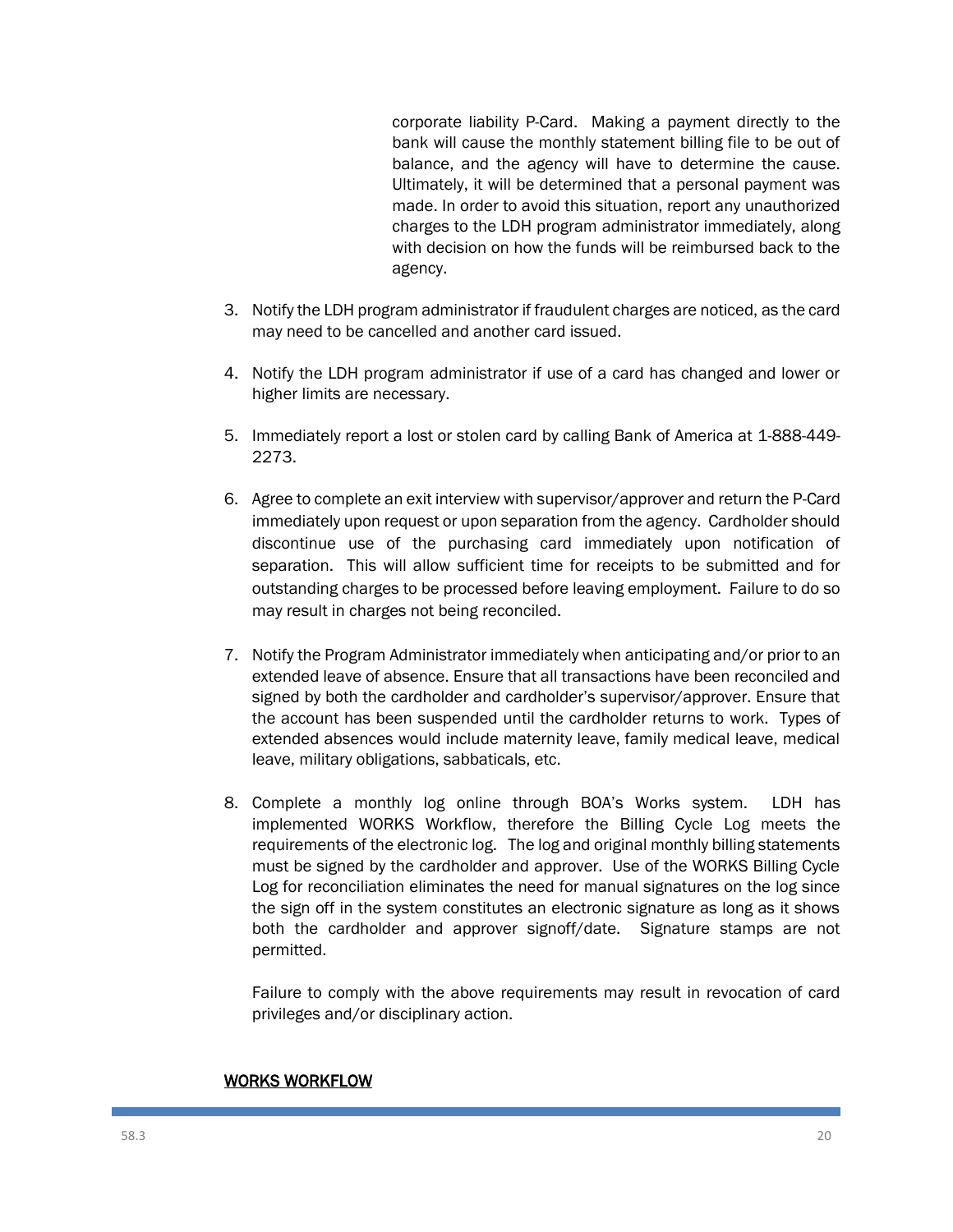corporate liability P-Card. Making a payment directly to the bank will cause the monthly statement billing file to be out of balance, and the agency will have to determine the cause. Ultimately, it will be determined that a personal payment was made. In order to avoid this situation, report any unauthorized charges to the LDH program administrator immediately, along with decision on how the funds will be reimbursed back to the agency.

3. Notify the LDH program administrator if fraudulent charges are noticed, as the card may need to be cancelled and another card issued.

4. Notify the LDH program administrator if use of a card has changed and lower or higher limits are necessary.

5. Immediately report a lost or stolen card by calling Bank of America at 1-888-449-2273.

6. Agree to complete an exit interview with supervisor/approver and return the P-Card immediately upon request or upon separation from the agency. Cardholder should discontinue use of the purchasing card immediately upon notification of separation. This will allow sufficient time for receipts to be submitted and for outstanding charges to be processed before leaving employment. Failure to do so may result in charges not being reconciled.

7. Notify the Program Administrator immediately when anticipating and/or prior to an extended leave of absence. Ensure that all transactions have been reconciled and signed by both the cardholder and cardholder's supervisor/approver. Ensure that the account has been suspended until the cardholder returns to work. Types of extended absences would include maternity leave, family medical leave, medical leave, military obligations, sabbaticals, etc.

8. Complete a monthly log online through BOA's Works system. LDH has implemented WORKS Workflow, therefore the Billing Cycle Log meets the requirements of the electronic log. The log and original monthly billing statements must be signed by the cardholder and approver. Use of the WORKS Billing Cycle Log for reconciliation eliminates the need for manual signatures on the log since the sign off in the system constitutes an electronic signature as long as it shows both the cardholder and approver signoff/date. Signature stamps are not permitted.

   Failure to comply with the above requirements may result in revocation of card privileges and/or disciplinary action.

<u>WORKS WORKFLOW</u>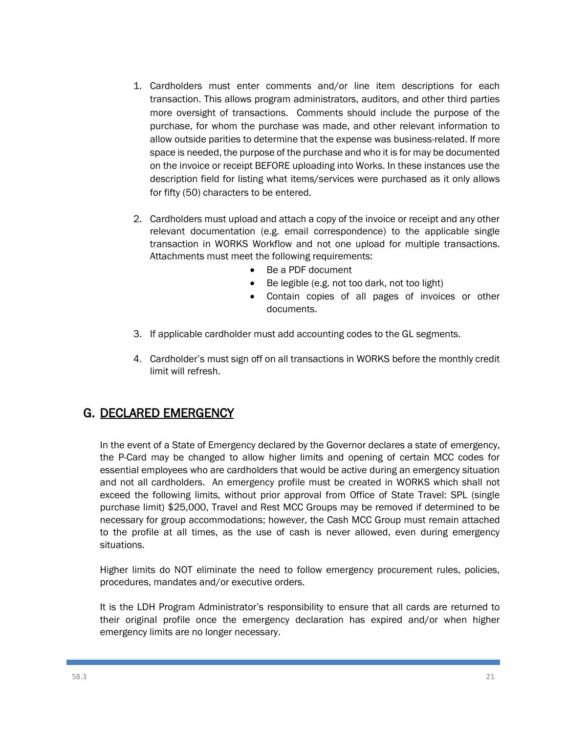1. Cardholders must enter comments and/or line item descriptions for each transaction. This allows program administrators, auditors, and other third parties more oversight of transactions. Comments should include the purpose of the purchase, for whom the purchase was made, and other relevant information to allow outside parities to determine that the expense was business-related. If more space is needed, the purpose of the purchase and who it is for may be documented on the invoice or receipt BEFORE uploading into Works. In these instances use the description field for listing what items/services were purchased as it only allows for fifty (50) characters to be entered.

2. Cardholders must upload and attach a copy of the invoice or receipt and any other relevant documentation (e.g. email correspondence) to the applicable single transaction in WORKS Workflow and not one upload for multiple transactions. Attachments must meet the following requirements:
   - Be a PDF document
   - Be legible (e.g. not too dark, not too light)
   - Contain copies of all pages of invoices or other documents.

3. If applicable cardholder must add accounting codes to the GL segments.

4. Cardholder's must sign off on all transactions in WORKS before the monthly credit limit will refresh.

## G. DECLARED EMERGENCY

In the event of a State of Emergency declared by the Governor declares a state of emergency, the P-Card may be changed to allow higher limits and opening of certain MCC codes for essential employees who are cardholders that would be active during an emergency situation and not all cardholders. An emergency profile must be created in WORKS which shall not exceed the following limits, without prior approval from Office of State Travel: SPL (single purchase limit) $25,000, Travel and Rest MCC Groups may be removed if determined to be necessary for group accommodations; however, the Cash MCC Group must remain attached to the profile at all times, as the use of cash is never allowed, even during emergency situations.

Higher limits do NOT eliminate the need to follow emergency procurement rules, policies, procedures, mandates and/or executive orders.

It is the LDH Program Administrator's responsibility to ensure that all cards are returned to their original profile once the emergency declaration has expired and/or when higher emergency limits are no longer necessary.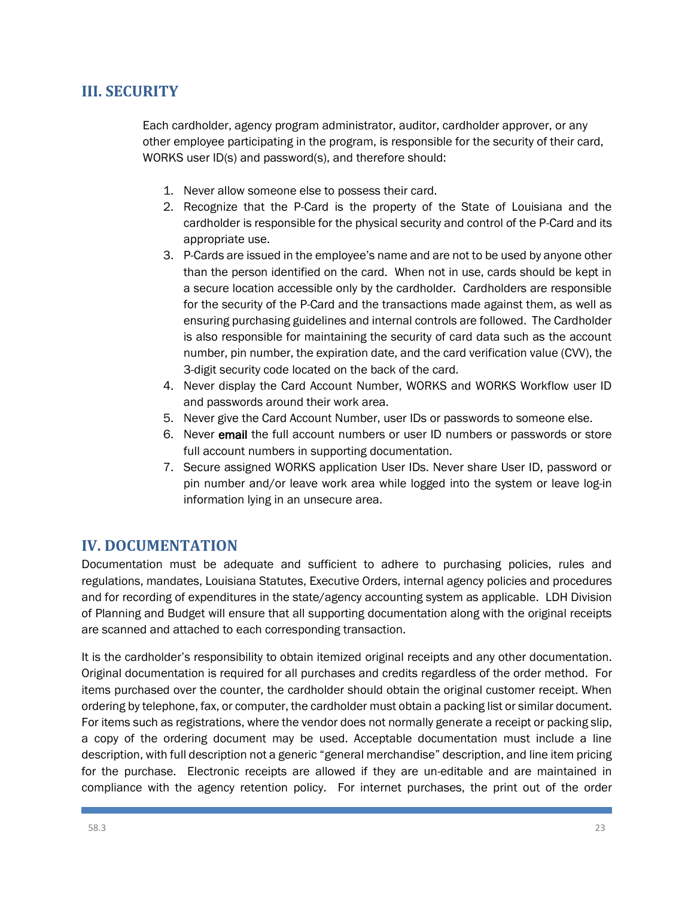## III. SECURITY

Each cardholder, agency program administrator, auditor, cardholder approver, or any other employee participating in the program, is responsible for the security of their card, WORKS user ID(s) and password(s), and therefore should:

1. Never allow someone else to possess their card.
2. Recognize that the P-Card is the property of the State of Louisiana and the cardholder is responsible for the physical security and control of the P-Card and its appropriate use.
3. P-Cards are issued in the employee's name and are not to be used by anyone other than the person identified on the card. When not in use, cards should be kept in a secure location accessible only by the cardholder. Cardholders are responsible for the security of the P-Card and the transactions made against them, as well as ensuring purchasing guidelines and internal controls are followed. The Cardholder is also responsible for maintaining the security of card data such as the account number, pin number, the expiration date, and the card verification value (CVV), the 3-digit security code located on the back of the card.
4. Never display the Card Account Number, WORKS and WORKS Workflow user ID and passwords around their work area.
5. Never give the Card Account Number, user IDs or passwords to someone else.
6. Never **email** the full account numbers or user ID numbers or passwords or store full account numbers in supporting documentation.
7. Secure assigned WORKS application User IDs. Never share User ID, password or pin number and/or leave work area while logged into the system or leave log-in information lying in an unsecure area.

## IV. DOCUMENTATION

Documentation must be adequate and sufficient to adhere to purchasing policies, rules and regulations, mandates, Louisiana Statutes, Executive Orders, internal agency policies and procedures and for recording of expenditures in the state/agency accounting system as applicable. LDH Division of Planning and Budget will ensure that all supporting documentation along with the original receipts are scanned and attached to each corresponding transaction.

It is the cardholder's responsibility to obtain itemized original receipts and any other documentation. Original documentation is required for all purchases and credits regardless of the order method. For items purchased over the counter, the cardholder should obtain the original customer receipt. When ordering by telephone, fax, or computer, the cardholder must obtain a packing list or similar document. For items such as registrations, where the vendor does not normally generate a receipt or packing slip, a copy of the ordering document may be used. Acceptable documentation must include a line description, with full description not a generic "general merchandise" description, and line item pricing for the purchase. Electronic receipts are allowed if they are un-editable and are maintained in compliance with the agency retention policy. For internet purchases, the print out of the order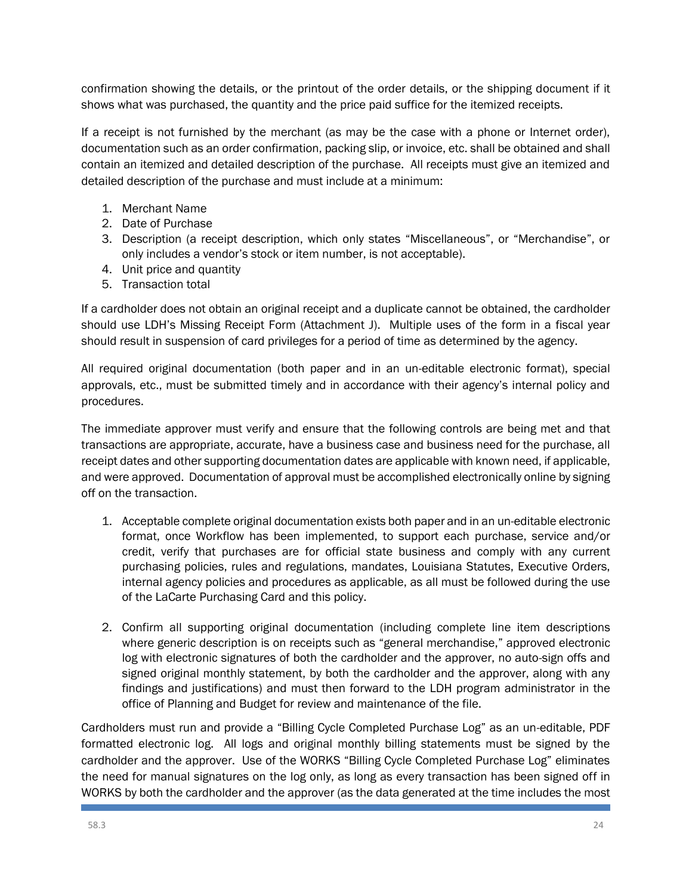confirmation showing the details, or the printout of the order details, or the shipping document if it shows what was purchased, the quantity and the price paid suffice for the itemized receipts.

If a receipt is not furnished by the merchant (as may be the case with a phone or Internet order), documentation such as an order confirmation, packing slip, or invoice, etc. shall be obtained and shall contain an itemized and detailed description of the purchase. All receipts must give an itemized and detailed description of the purchase and must include at a minimum:

1. Merchant Name
2. Date of Purchase
3. Description (a receipt description, which only states "Miscellaneous", or "Merchandise", or only includes a vendor's stock or item number, is not acceptable).
4. Unit price and quantity
5. Transaction total

If a cardholder does not obtain an original receipt and a duplicate cannot be obtained, the cardholder should use LDH's Missing Receipt Form (Attachment J). Multiple uses of the form in a fiscal year should result in suspension of card privileges for a period of time as determined by the agency.

All required original documentation (both paper and in an un-editable electronic format), special approvals, etc., must be submitted timely and in accordance with their agency's internal policy and procedures.

The immediate approver must verify and ensure that the following controls are being met and that transactions are appropriate, accurate, have a business case and business need for the purchase, all receipt dates and other supporting documentation dates are applicable with known need, if applicable, and were approved. Documentation of approval must be accomplished electronically online by signing off on the transaction.

1. Acceptable complete original documentation exists both paper and in an un-editable electronic format, once Workflow has been implemented, to support each purchase, service and/or credit, verify that purchases are for official state business and comply with any current purchasing policies, rules and regulations, mandates, Louisiana Statutes, Executive Orders, internal agency policies and procedures as applicable, as all must be followed during the use of the LaCarte Purchasing Card and this policy.

2. Confirm all supporting original documentation (including complete line item descriptions where generic description is on receipts such as "general merchandise," approved electronic log with electronic signatures of both the cardholder and the approver, no auto-sign offs and signed original monthly statement, by both the cardholder and the approver, along with any findings and justifications) and must then forward to the LDH program administrator in the office of Planning and Budget for review and maintenance of the file.

Cardholders must run and provide a "Billing Cycle Completed Purchase Log" as an un-editable, PDF formatted electronic log. All logs and original monthly billing statements must be signed by the cardholder and the approver. Use of the WORKS "Billing Cycle Completed Purchase Log" eliminates the need for manual signatures on the log only, as long as every transaction has been signed off in WORKS by both the cardholder and the approver (as the data generated at the time includes the most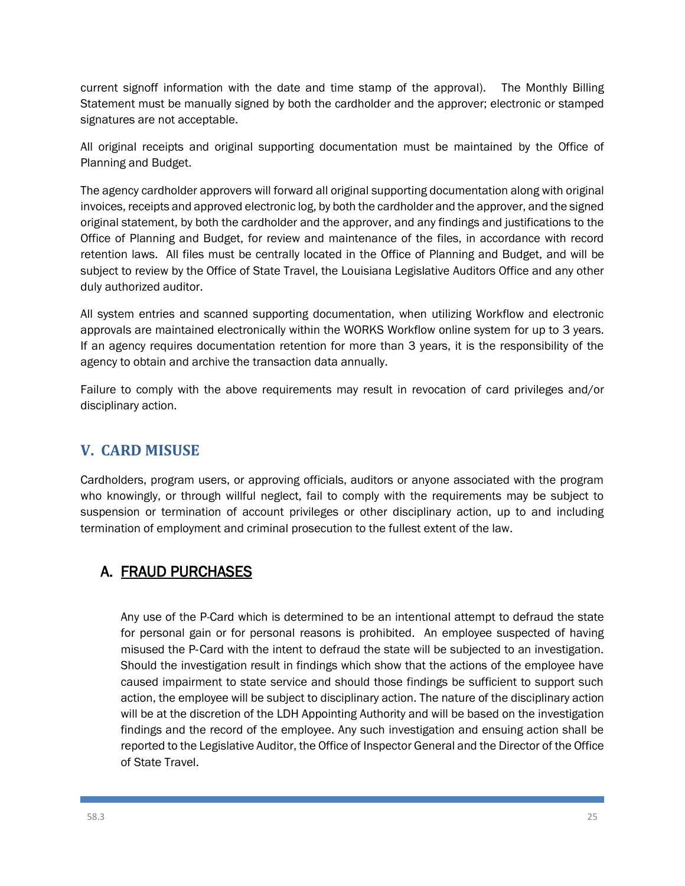current signoff information with the date and time stamp of the approval). The Monthly Billing Statement must be manually signed by both the cardholder and the approver; electronic or stamped signatures are not acceptable.

All original receipts and original supporting documentation must be maintained by the Office of Planning and Budget.

The agency cardholder approvers will forward all original supporting documentation along with original invoices, receipts and approved electronic log, by both the cardholder and the approver, and the signed original statement, by both the cardholder and the approver, and any findings and justifications to the Office of Planning and Budget, for review and maintenance of the files, in accordance with record retention laws. All files must be centrally located in the Office of Planning and Budget, and will be subject to review by the Office of State Travel, the Louisiana Legislative Auditors Office and any other duly authorized auditor.

All system entries and scanned supporting documentation, when utilizing Workflow and electronic approvals are maintained electronically within the WORKS Workflow online system for up to 3 years. If an agency requires documentation retention for more than 3 years, it is the responsibility of the agency to obtain and archive the transaction data annually.

Failure to comply with the above requirements may result in revocation of card privileges and/or disciplinary action.

## V. CARD MISUSE

Cardholders, program users, or approving officials, auditors or anyone associated with the program who knowingly, or through willful neglect, fail to comply with the requirements may be subject to suspension or termination of account privileges or other disciplinary action, up to and including termination of employment and criminal prosecution to the fullest extent of the law.

### A. FRAUD PURCHASES

Any use of the P-Card which is determined to be an intentional attempt to defraud the state for personal gain or for personal reasons is prohibited. An employee suspected of having misused the P-Card with the intent to defraud the state will be subjected to an investigation. Should the investigation result in findings which show that the actions of the employee have caused impairment to state service and should those findings be sufficient to support such action, the employee will be subject to disciplinary action. The nature of the disciplinary action will be at the discretion of the LDH Appointing Authority and will be based on the investigation findings and the record of the employee. Any such investigation and ensuing action shall be reported to the Legislative Auditor, the Office of Inspector General and the Director of the Office of State Travel.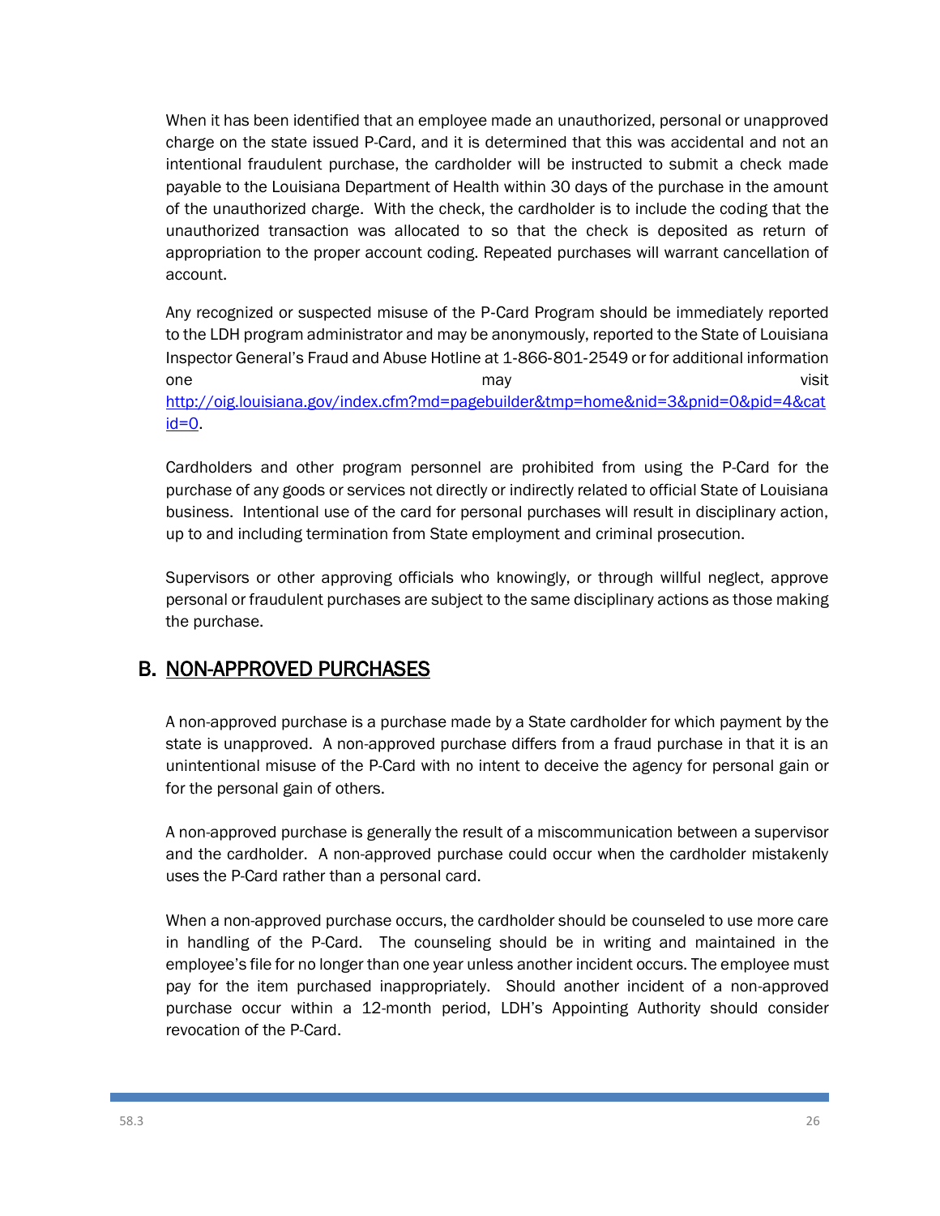When it has been identified that an employee made an unauthorized, personal or unapproved charge on the state issued P-Card, and it is determined that this was accidental and not an intentional fraudulent purchase, the cardholder will be instructed to submit a check made payable to the Louisiana Department of Health within 30 days of the purchase in the amount of the unauthorized charge. With the check, the cardholder is to include the coding that the unauthorized transaction was allocated to so that the check is deposited as return of appropriation to the proper account coding. Repeated purchases will warrant cancellation of account.

Any recognized or suspected misuse of the P-Card Program should be immediately reported to the LDH program administrator and may be anonymously, reported to the State of Louisiana Inspector General's Fraud and Abuse Hotline at 1-866-801-2549 or for additional information one may visit http://oig.louisiana.gov/index.cfm?md=pagebuilder&tmp=home&nid=3&pnid=0&pid=4&catid=0.

Cardholders and other program personnel are prohibited from using the P-Card for the purchase of any goods or services not directly or indirectly related to official State of Louisiana business. Intentional use of the card for personal purchases will result in disciplinary action, up to and including termination from State employment and criminal prosecution.

Supervisors or other approving officials who knowingly, or through willful neglect, approve personal or fraudulent purchases are subject to the same disciplinary actions as those making the purchase.

## B. NON-APPROVED PURCHASES

A non-approved purchase is a purchase made by a State cardholder for which payment by the state is unapproved. A non-approved purchase differs from a fraud purchase in that it is an unintentional misuse of the P-Card with no intent to deceive the agency for personal gain or for the personal gain of others.

A non-approved purchase is generally the result of a miscommunication between a supervisor and the cardholder. A non-approved purchase could occur when the cardholder mistakenly uses the P-Card rather than a personal card.

When a non-approved purchase occurs, the cardholder should be counseled to use more care in handling of the P-Card. The counseling should be in writing and maintained in the employee's file for no longer than one year unless another incident occurs. The employee must pay for the item purchased inappropriately. Should another incident of a non-approved purchase occur within a 12-month period, LDH's Appointing Authority should consider revocation of the P-Card.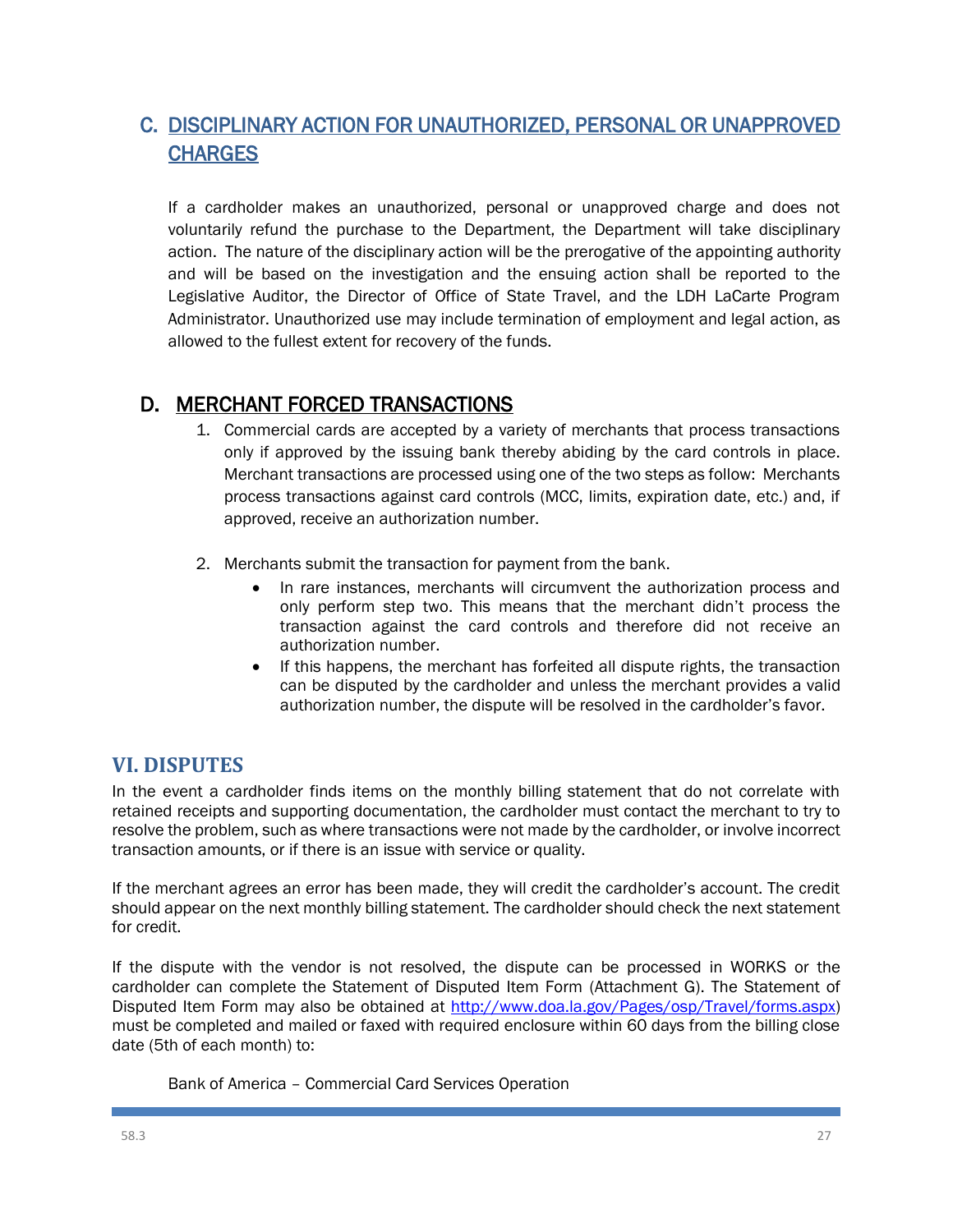## C. DISCIPLINARY ACTION FOR UNAUTHORIZED, PERSONAL OR UNAPPROVED CHARGES

If a cardholder makes an unauthorized, personal or unapproved charge and does not voluntarily refund the purchase to the Department, the Department will take disciplinary action. The nature of the disciplinary action will be the prerogative of the appointing authority and will be based on the investigation and the ensuing action shall be reported to the Legislative Auditor, the Director of Office of State Travel, and the LDH LaCarte Program Administrator. Unauthorized use may include termination of employment and legal action, as allowed to the fullest extent for recovery of the funds.

## D. MERCHANT FORCED TRANSACTIONS

1. Commercial cards are accepted by a variety of merchants that process transactions only if approved by the issuing bank thereby abiding by the card controls in place. Merchant transactions are processed using one of the two steps as follow: Merchants process transactions against card controls (MCC, limits, expiration date, etc.) and, if approved, receive an authorization number.

2. Merchants submit the transaction for payment from the bank.
   - In rare instances, merchants will circumvent the authorization process and only perform step two. This means that the merchant didn't process the transaction against the card controls and therefore did not receive an authorization number.
   - If this happens, the merchant has forfeited all dispute rights, the transaction can be disputed by the cardholder and unless the merchant provides a valid authorization number, the dispute will be resolved in the cardholder's favor.

# VI. DISPUTES

In the event a cardholder finds items on the monthly billing statement that do not correlate with retained receipts and supporting documentation, the cardholder must contact the merchant to try to resolve the problem, such as where transactions were not made by the cardholder, or involve incorrect transaction amounts, or if there is an issue with service or quality.

If the merchant agrees an error has been made, they will credit the cardholder's account. The credit should appear on the next monthly billing statement. The cardholder should check the next statement for credit.

If the dispute with the vendor is not resolved, the dispute can be processed in WORKS or the cardholder can complete the Statement of Disputed Item Form (Attachment G). The Statement of Disputed Item Form may also be obtained at http://www.doa.la.gov/Pages/osp/Travel/forms.aspx) must be completed and mailed or faxed with required enclosure within 60 days from the billing close date (5th of each month) to:

Bank of America – Commercial Card Services Operation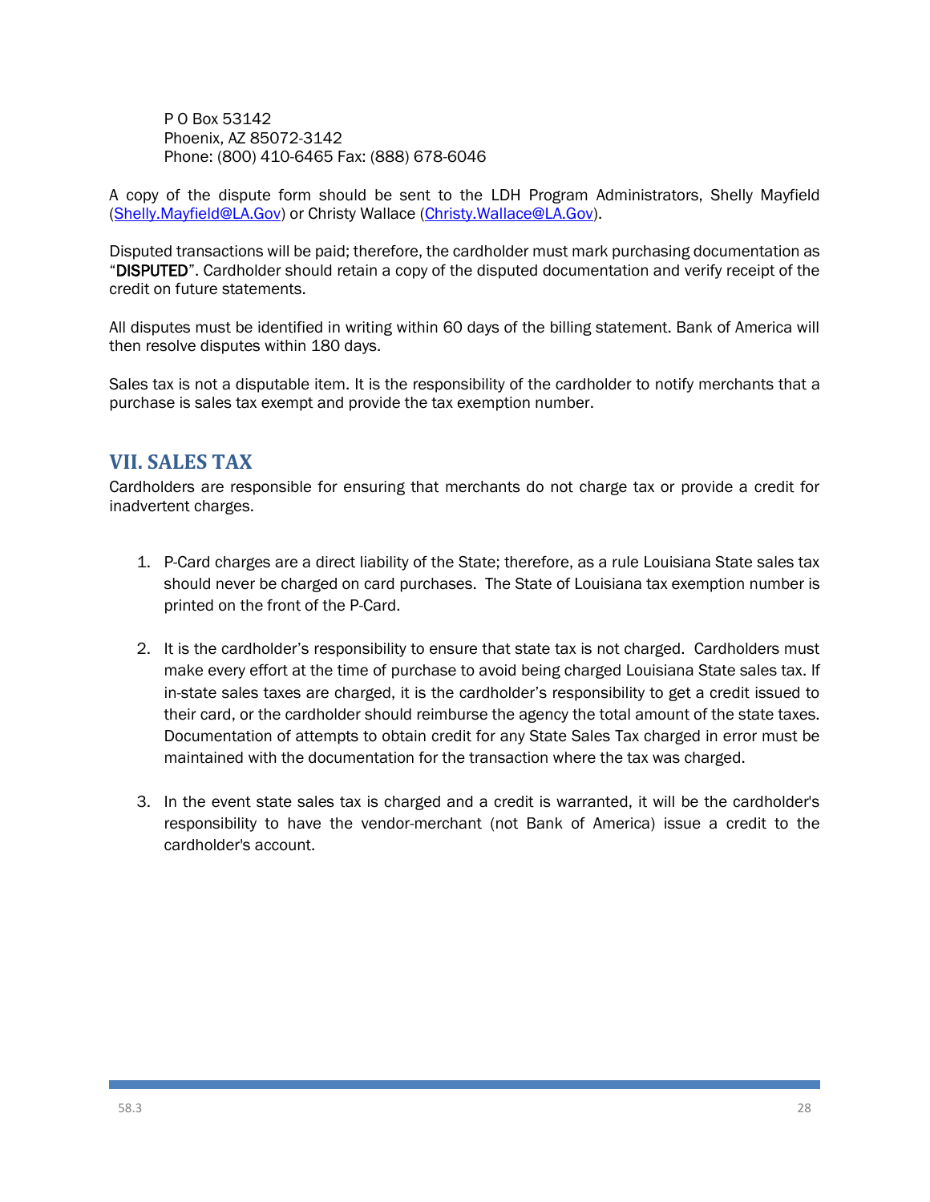P O Box 53142
Phoenix, AZ 85072-3142
Phone: (800) 410-6465 Fax: (888) 678-6046

A copy of the dispute form should be sent to the LDH Program Administrators, Shelly Mayfield (Shelly.Mayfield@LA.Gov) or Christy Wallace (Christy.Wallace@LA.Gov).

Disputed transactions will be paid; therefore, the cardholder must mark purchasing documentation as "**DISPUTED**". Cardholder should retain a copy of the disputed documentation and verify receipt of the credit on future statements.

All disputes must be identified in writing within 60 days of the billing statement. Bank of America will then resolve disputes within 180 days.

Sales tax is not a disputable item. It is the responsibility of the cardholder to notify merchants that a purchase is sales tax exempt and provide the tax exemption number.

## VII. SALES TAX

Cardholders are responsible for ensuring that merchants do not charge tax or provide a credit for inadvertent charges.

1. P-Card charges are a direct liability of the State; therefore, as a rule Louisiana State sales tax should never be charged on card purchases. The State of Louisiana tax exemption number is printed on the front of the P-Card.

2. It is the cardholder's responsibility to ensure that state tax is not charged. Cardholders must make every effort at the time of purchase to avoid being charged Louisiana State sales tax. If in-state sales taxes are charged, it is the cardholder's responsibility to get a credit issued to their card, or the cardholder should reimburse the agency the total amount of the state taxes. Documentation of attempts to obtain credit for any State Sales Tax charged in error must be maintained with the documentation for the transaction where the tax was charged.

3. In the event state sales tax is charged and a credit is warranted, it will be the cardholder's responsibility to have the vendor-merchant (not Bank of America) issue a credit to the cardholder's account.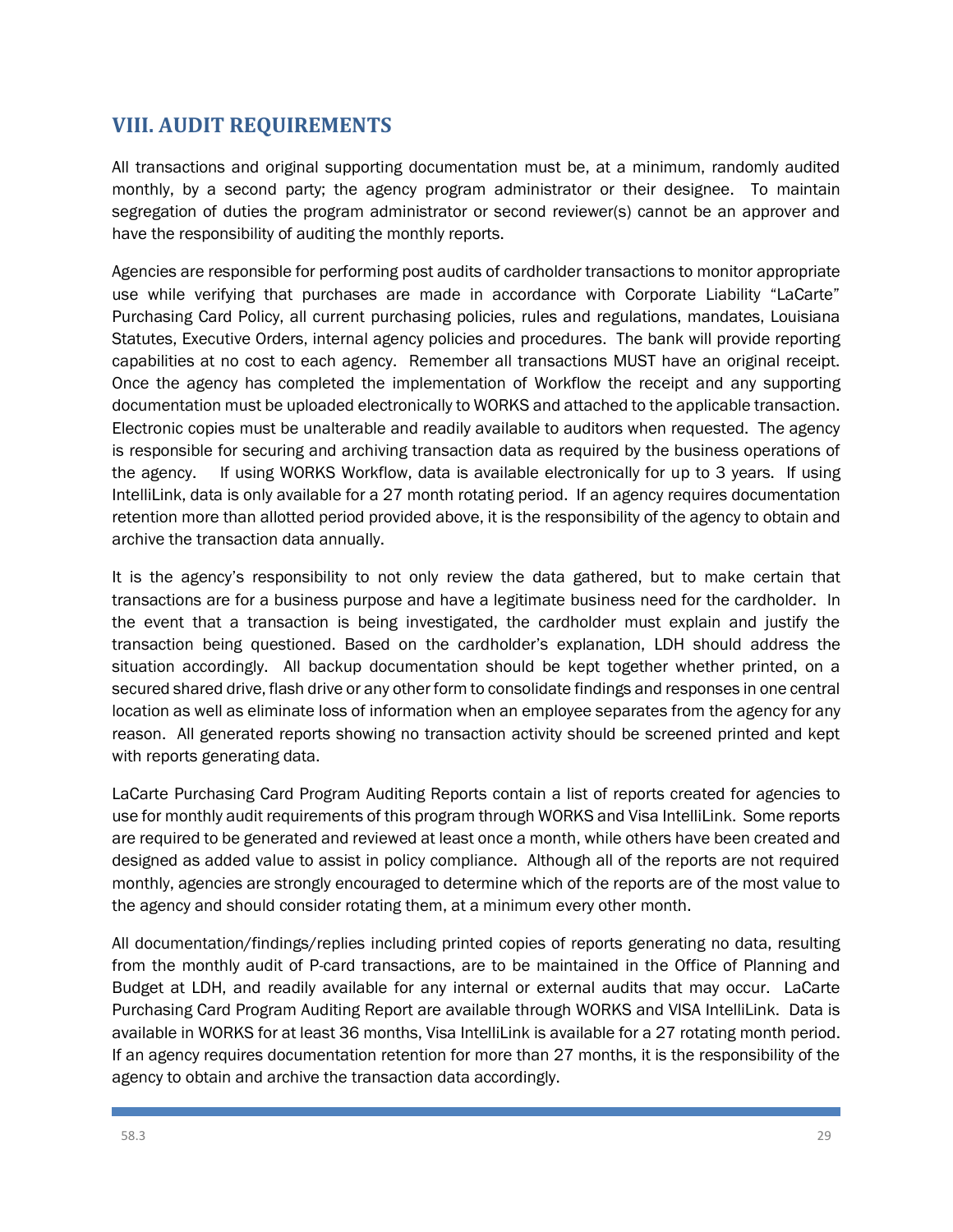## VIII. AUDIT REQUIREMENTS

All transactions and original supporting documentation must be, at a minimum, randomly audited monthly, by a second party; the agency program administrator or their designee. To maintain segregation of duties the program administrator or second reviewer(s) cannot be an approver and have the responsibility of auditing the monthly reports.

Agencies are responsible for performing post audits of cardholder transactions to monitor appropriate use while verifying that purchases are made in accordance with Corporate Liability "LaCarte" Purchasing Card Policy, all current purchasing policies, rules and regulations, mandates, Louisiana Statutes, Executive Orders, internal agency policies and procedures. The bank will provide reporting capabilities at no cost to each agency. Remember all transactions MUST have an original receipt. Once the agency has completed the implementation of Workflow the receipt and any supporting documentation must be uploaded electronically to WORKS and attached to the applicable transaction. Electronic copies must be unalterable and readily available to auditors when requested. The agency is responsible for securing and archiving transaction data as required by the business operations of the agency. If using WORKS Workflow, data is available electronically for up to 3 years. If using IntelliLink, data is only available for a 27 month rotating period. If an agency requires documentation retention more than allotted period provided above, it is the responsibility of the agency to obtain and archive the transaction data annually.

It is the agency's responsibility to not only review the data gathered, but to make certain that transactions are for a business purpose and have a legitimate business need for the cardholder. In the event that a transaction is being investigated, the cardholder must explain and justify the transaction being questioned. Based on the cardholder's explanation, LDH should address the situation accordingly. All backup documentation should be kept together whether printed, on a secured shared drive, flash drive or any other form to consolidate findings and responses in one central location as well as eliminate loss of information when an employee separates from the agency for any reason. All generated reports showing no transaction activity should be screened printed and kept with reports generating data.

LaCarte Purchasing Card Program Auditing Reports contain a list of reports created for agencies to use for monthly audit requirements of this program through WORKS and Visa IntelliLink. Some reports are required to be generated and reviewed at least once a month, while others have been created and designed as added value to assist in policy compliance. Although all of the reports are not required monthly, agencies are strongly encouraged to determine which of the reports are of the most value to the agency and should consider rotating them, at a minimum every other month.

All documentation/findings/replies including printed copies of reports generating no data, resulting from the monthly audit of P-card transactions, are to be maintained in the Office of Planning and Budget at LDH, and readily available for any internal or external audits that may occur. LaCarte Purchasing Card Program Auditing Report are available through WORKS and VISA IntelliLink. Data is available in WORKS for at least 36 months, Visa IntelliLink is available for a 27 rotating month period. If an agency requires documentation retention for more than 27 months, it is the responsibility of the agency to obtain and archive the transaction data accordingly.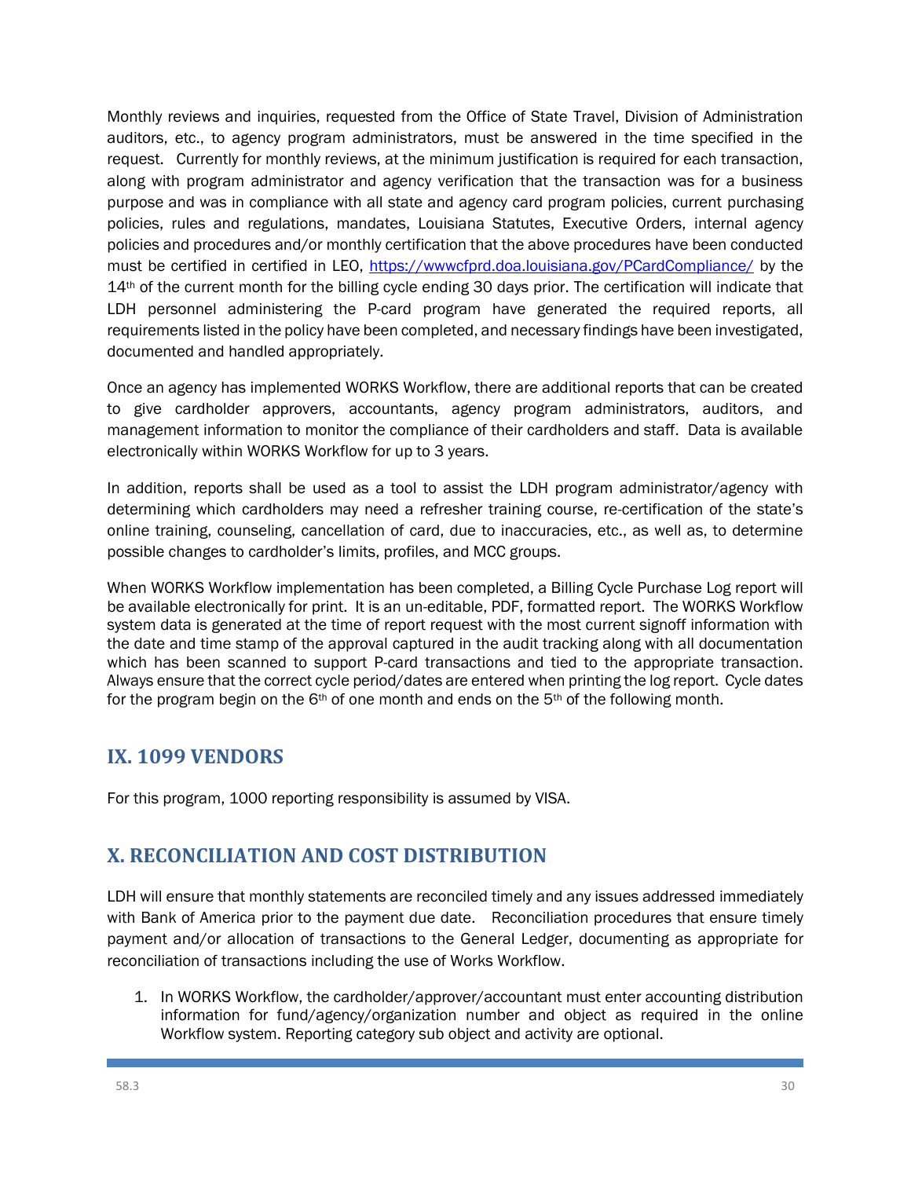Monthly reviews and inquiries, requested from the Office of State Travel, Division of Administration auditors, etc., to agency program administrators, must be answered in the time specified in the request. Currently for monthly reviews, at the minimum justification is required for each transaction, along with program administrator and agency verification that the transaction was for a business purpose and was in compliance with all state and agency card program policies, current purchasing policies, rules and regulations, mandates, Louisiana Statutes, Executive Orders, internal agency policies and procedures and/or monthly certification that the above procedures have been conducted must be certified in certified in LEO, https://wwwcfprd.doa.louisiana.gov/PCardCompliance/ by the 14th of the current month for the billing cycle ending 30 days prior. The certification will indicate that LDH personnel administering the P-card program have generated the required reports, all requirements listed in the policy have been completed, and necessary findings have been investigated, documented and handled appropriately.

Once an agency has implemented WORKS Workflow, there are additional reports that can be created to give cardholder approvers, accountants, agency program administrators, auditors, and management information to monitor the compliance of their cardholders and staff. Data is available electronically within WORKS Workflow for up to 3 years.

In addition, reports shall be used as a tool to assist the LDH program administrator/agency with determining which cardholders may need a refresher training course, re-certification of the state's online training, counseling, cancellation of card, due to inaccuracies, etc., as well as, to determine possible changes to cardholder's limits, profiles, and MCC groups.

When WORKS Workflow implementation has been completed, a Billing Cycle Purchase Log report will be available electronically for print. It is an un-editable, PDF, formatted report. The WORKS Workflow system data is generated at the time of report request with the most current signoff information with the date and time stamp of the approval captured in the audit tracking along with all documentation which has been scanned to support P-card transactions and tied to the appropriate transaction. Always ensure that the correct cycle period/dates are entered when printing the log report. Cycle dates for the program begin on the 6th of one month and ends on the 5th of the following month.

## IX. 1099 VENDORS

For this program, 1000 reporting responsibility is assumed by VISA.

## X. RECONCILIATION AND COST DISTRIBUTION

LDH will ensure that monthly statements are reconciled timely and any issues addressed immediately with Bank of America prior to the payment due date. Reconciliation procedures that ensure timely payment and/or allocation of transactions to the General Ledger, documenting as appropriate for reconciliation of transactions including the use of Works Workflow.

1. In WORKS Workflow, the cardholder/approver/accountant must enter accounting distribution information for fund/agency/organization number and object as required in the online Workflow system. Reporting category sub object and activity are optional.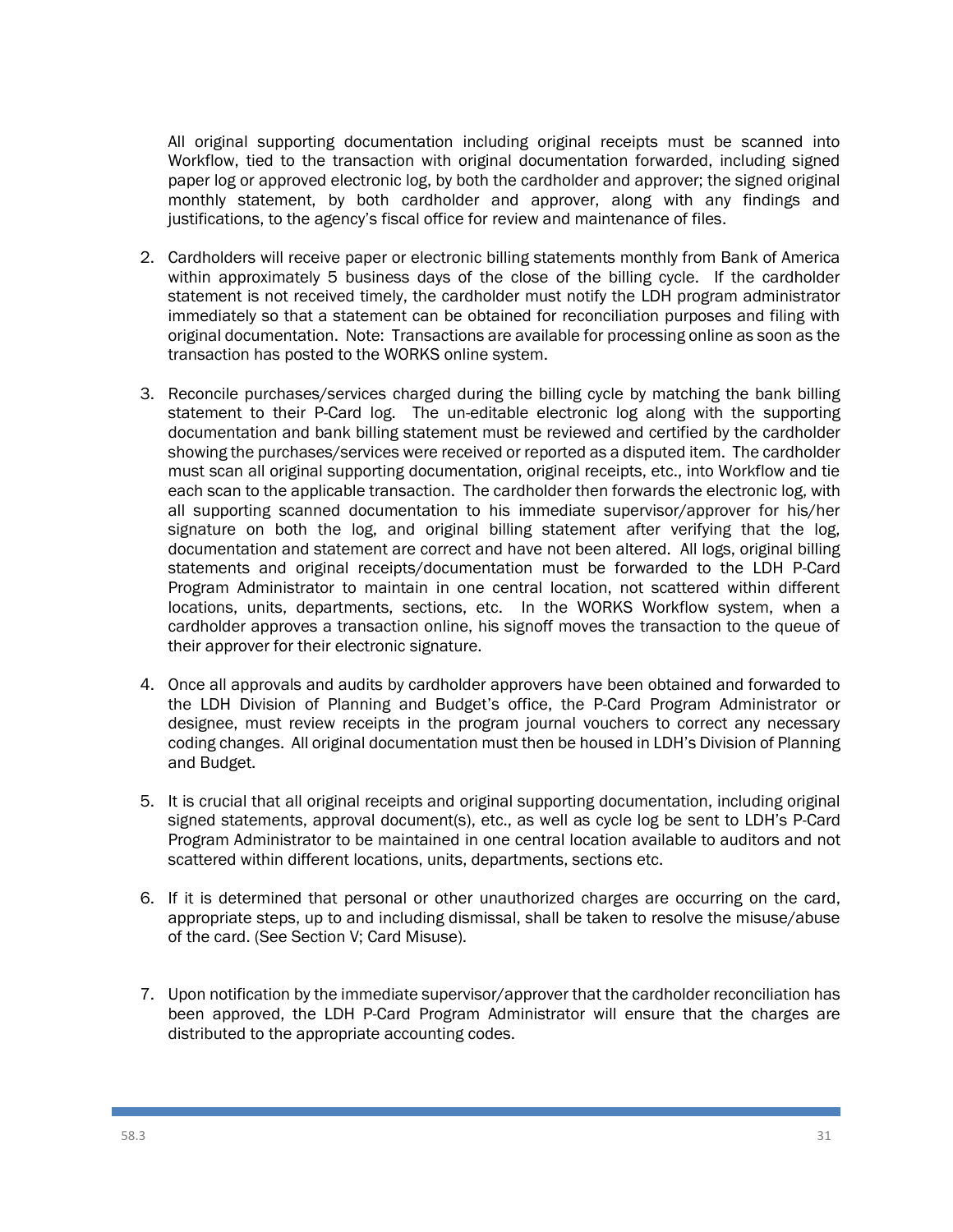All original supporting documentation including original receipts must be scanned into Workflow, tied to the transaction with original documentation forwarded, including signed paper log or approved electronic log, by both the cardholder and approver; the signed original monthly statement, by both cardholder and approver, along with any findings and justifications, to the agency's fiscal office for review and maintenance of files.

2. Cardholders will receive paper or electronic billing statements monthly from Bank of America within approximately 5 business days of the close of the billing cycle. If the cardholder statement is not received timely, the cardholder must notify the LDH program administrator immediately so that a statement can be obtained for reconciliation purposes and filing with original documentation. Note: Transactions are available for processing online as soon as the transaction has posted to the WORKS online system.

3. Reconcile purchases/services charged during the billing cycle by matching the bank billing statement to their P-Card log. The un-editable electronic log along with the supporting documentation and bank billing statement must be reviewed and certified by the cardholder showing the purchases/services were received or reported as a disputed item. The cardholder must scan all original supporting documentation, original receipts, etc., into Workflow and tie each scan to the applicable transaction. The cardholder then forwards the electronic log, with all supporting scanned documentation to his immediate supervisor/approver for his/her signature on both the log, and original billing statement after verifying that the log, documentation and statement are correct and have not been altered. All logs, original billing statements and original receipts/documentation must be forwarded to the LDH P-Card Program Administrator to maintain in one central location, not scattered within different locations, units, departments, sections, etc. In the WORKS Workflow system, when a cardholder approves a transaction online, his signoff moves the transaction to the queue of their approver for their electronic signature.

4. Once all approvals and audits by cardholder approvers have been obtained and forwarded to the LDH Division of Planning and Budget's office, the P-Card Program Administrator or designee, must review receipts in the program journal vouchers to correct any necessary coding changes. All original documentation must then be housed in LDH's Division of Planning and Budget.

5. It is crucial that all original receipts and original supporting documentation, including original signed statements, approval document(s), etc., as well as cycle log be sent to LDH's P-Card Program Administrator to be maintained in one central location available to auditors and not scattered within different locations, units, departments, sections etc.

6. If it is determined that personal or other unauthorized charges are occurring on the card, appropriate steps, up to and including dismissal, shall be taken to resolve the misuse/abuse of the card. (See Section V; Card Misuse).

7. Upon notification by the immediate supervisor/approver that the cardholder reconciliation has been approved, the LDH P-Card Program Administrator will ensure that the charges are distributed to the appropriate accounting codes.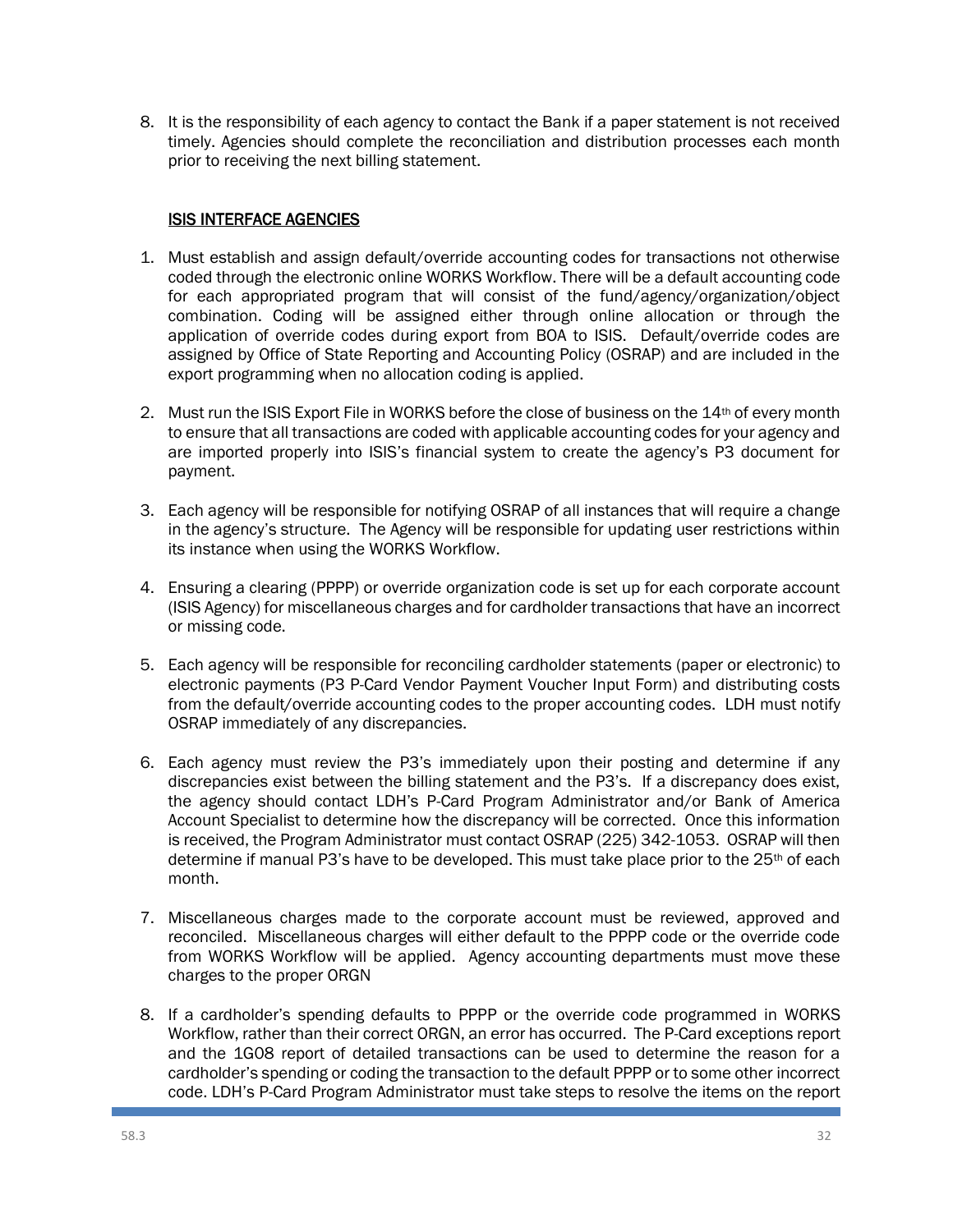8. It is the responsibility of each agency to contact the Bank if a paper statement is not received timely. Agencies should complete the reconciliation and distribution processes each month prior to receiving the next billing statement.

## ISIS INTERFACE AGENCIES

1. Must establish and assign default/override accounting codes for transactions not otherwise coded through the electronic online WORKS Workflow. There will be a default accounting code for each appropriated program that will consist of the fund/agency/organization/object combination. Coding will be assigned either through online allocation or through the application of override codes during export from BOA to ISIS. Default/override codes are assigned by Office of State Reporting and Accounting Policy (OSRAP) and are included in the export programming when no allocation coding is applied.

2. Must run the ISIS Export File in WORKS before the close of business on the 14th of every month to ensure that all transactions are coded with applicable accounting codes for your agency and are imported properly into ISIS's financial system to create the agency's P3 document for payment.

3. Each agency will be responsible for notifying OSRAP of all instances that will require a change in the agency's structure. The Agency will be responsible for updating user restrictions within its instance when using the WORKS Workflow.

4. Ensuring a clearing (PPPP) or override organization code is set up for each corporate account (ISIS Agency) for miscellaneous charges and for cardholder transactions that have an incorrect or missing code.

5. Each agency will be responsible for reconciling cardholder statements (paper or electronic) to electronic payments (P3 P-Card Vendor Payment Voucher Input Form) and distributing costs from the default/override accounting codes to the proper accounting codes. LDH must notify OSRAP immediately of any discrepancies.

6. Each agency must review the P3's immediately upon their posting and determine if any discrepancies exist between the billing statement and the P3's. If a discrepancy does exist, the agency should contact LDH's P-Card Program Administrator and/or Bank of America Account Specialist to determine how the discrepancy will be corrected. Once this information is received, the Program Administrator must contact OSRAP (225) 342-1053. OSRAP will then determine if manual P3's have to be developed. This must take place prior to the 25th of each month.

7. Miscellaneous charges made to the corporate account must be reviewed, approved and reconciled. Miscellaneous charges will either default to the PPPP code or the override code from WORKS Workflow will be applied. Agency accounting departments must move these charges to the proper ORGN

8. If a cardholder's spending defaults to PPPP or the override code programmed in WORKS Workflow, rather than their correct ORGN, an error has occurred. The P-Card exceptions report and the 1G08 report of detailed transactions can be used to determine the reason for a cardholder's spending or coding the transaction to the default PPPP or to some other incorrect code. LDH's P-Card Program Administrator must take steps to resolve the items on the report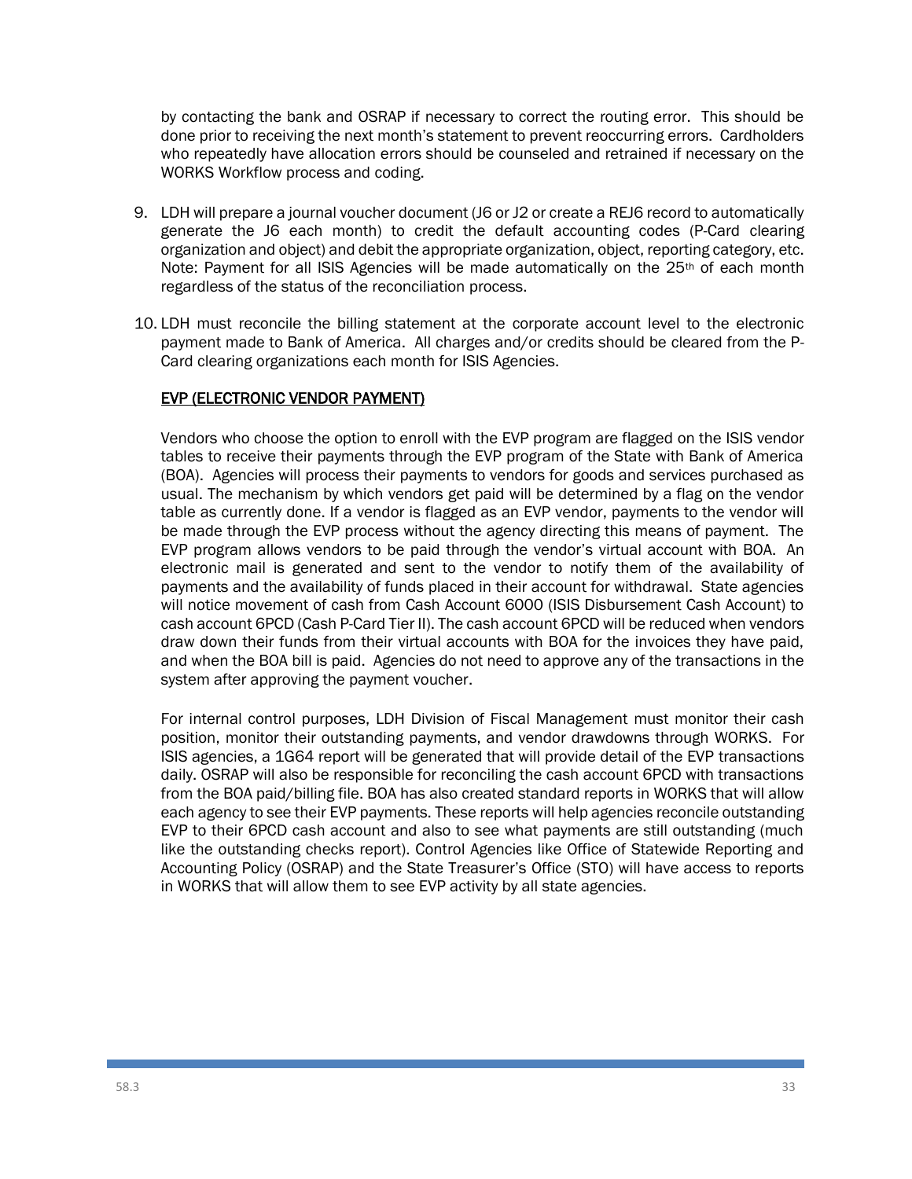by contacting the bank and OSRAP if necessary to correct the routing error. This should be done prior to receiving the next month's statement to prevent reoccurring errors. Cardholders who repeatedly have allocation errors should be counseled and retrained if necessary on the WORKS Workflow process and coding.

9. LDH will prepare a journal voucher document (J6 or J2 or create a REJ6 record to automatically generate the J6 each month) to credit the default accounting codes (P-Card clearing organization and object) and debit the appropriate organization, object, reporting category, etc. Note: Payment for all ISIS Agencies will be made automatically on the 25th of each month regardless of the status of the reconciliation process.

10. LDH must reconcile the billing statement at the corporate account level to the electronic payment made to Bank of America. All charges and/or credits should be cleared from the P-Card clearing organizations each month for ISIS Agencies.

<u>EVP (ELECTRONIC VENDOR PAYMENT)</u>

Vendors who choose the option to enroll with the EVP program are flagged on the ISIS vendor tables to receive their payments through the EVP program of the State with Bank of America (BOA). Agencies will process their payments to vendors for goods and services purchased as usual. The mechanism by which vendors get paid will be determined by a flag on the vendor table as currently done. If a vendor is flagged as an EVP vendor, payments to the vendor will be made through the EVP process without the agency directing this means of payment. The EVP program allows vendors to be paid through the vendor's virtual account with BOA. An electronic mail is generated and sent to the vendor to notify them of the availability of payments and the availability of funds placed in their account for withdrawal. State agencies will notice movement of cash from Cash Account 6000 (ISIS Disbursement Cash Account) to cash account 6PCD (Cash P-Card Tier II). The cash account 6PCD will be reduced when vendors draw down their funds from their virtual accounts with BOA for the invoices they have paid, and when the BOA bill is paid. Agencies do not need to approve any of the transactions in the system after approving the payment voucher.

For internal control purposes, LDH Division of Fiscal Management must monitor their cash position, monitor their outstanding payments, and vendor drawdowns through WORKS. For ISIS agencies, a 1G64 report will be generated that will provide detail of the EVP transactions daily. OSRAP will also be responsible for reconciling the cash account 6PCD with transactions from the BOA paid/billing file. BOA has also created standard reports in WORKS that will allow each agency to see their EVP payments. These reports will help agencies reconcile outstanding EVP to their 6PCD cash account and also to see what payments are still outstanding (much like the outstanding checks report). Control Agencies like Office of Statewide Reporting and Accounting Policy (OSRAP) and the State Treasurer's Office (STO) will have access to reports in WORKS that will allow them to see EVP activity by all state agencies.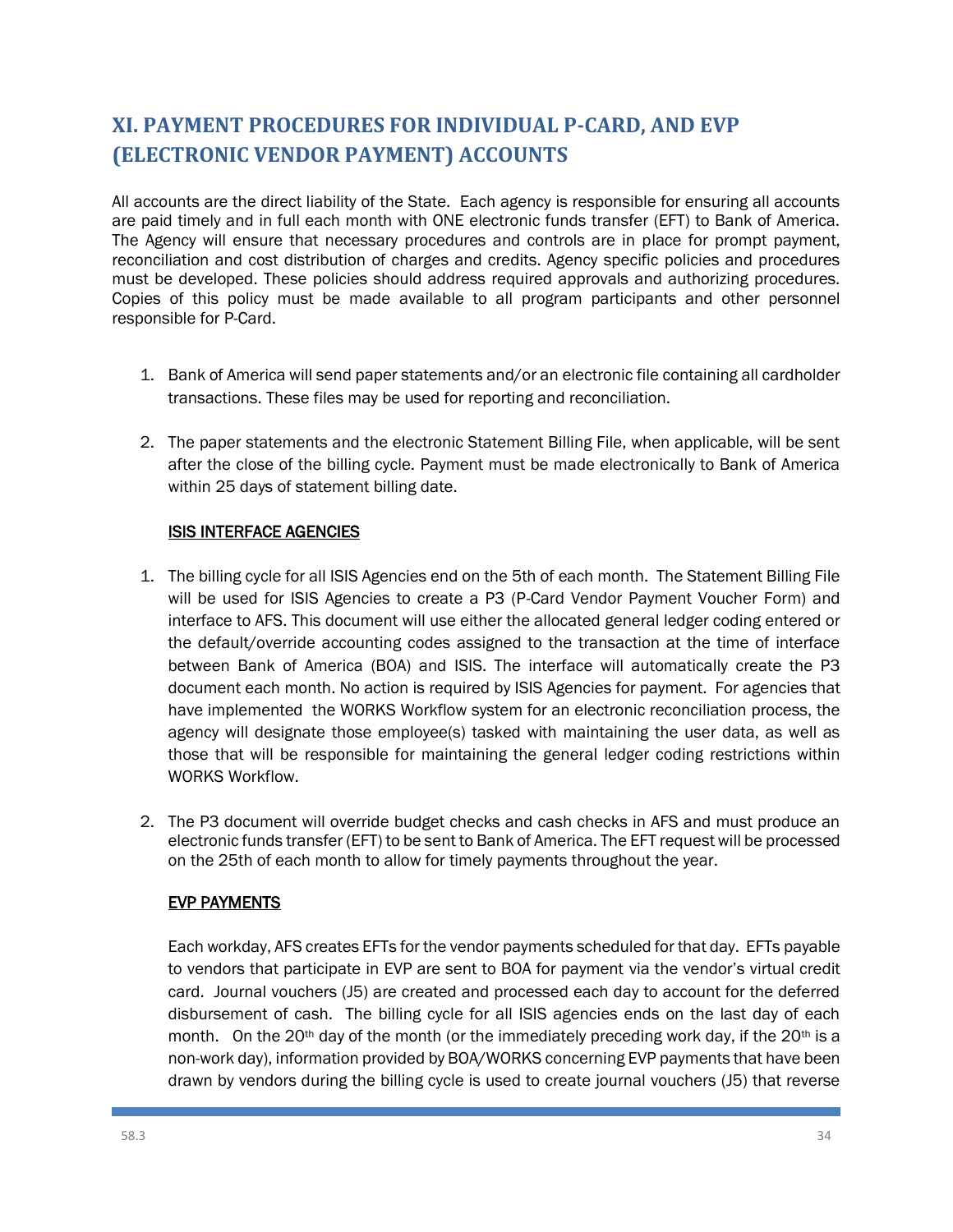## XI. PAYMENT PROCEDURES FOR INDIVIDUAL P-CARD, AND EVP (ELECTRONIC VENDOR PAYMENT) ACCOUNTS

All accounts are the direct liability of the State. Each agency is responsible for ensuring all accounts are paid timely and in full each month with ONE electronic funds transfer (EFT) to Bank of America. The Agency will ensure that necessary procedures and controls are in place for prompt payment, reconciliation and cost distribution of charges and credits. Agency specific policies and procedures must be developed. These policies should address required approvals and authorizing procedures. Copies of this policy must be made available to all program participants and other personnel responsible for P-Card.

1. Bank of America will send paper statements and/or an electronic file containing all cardholder transactions. These files may be used for reporting and reconciliation.

2. The paper statements and the electronic Statement Billing File, when applicable, will be sent after the close of the billing cycle. Payment must be made electronically to Bank of America within 25 days of statement billing date.

### ISIS INTERFACE AGENCIES

1. The billing cycle for all ISIS Agencies end on the 5th of each month. The Statement Billing File will be used for ISIS Agencies to create a P3 (P-Card Vendor Payment Voucher Form) and interface to AFS. This document will use either the allocated general ledger coding entered or the default/override accounting codes assigned to the transaction at the time of interface between Bank of America (BOA) and ISIS. The interface will automatically create the P3 document each month. No action is required by ISIS Agencies for payment. For agencies that have implemented the WORKS Workflow system for an electronic reconciliation process, the agency will designate those employee(s) tasked with maintaining the user data, as well as those that will be responsible for maintaining the general ledger coding restrictions within WORKS Workflow.

2. The P3 document will override budget checks and cash checks in AFS and must produce an electronic funds transfer (EFT) to be sent to Bank of America. The EFT request will be processed on the 25th of each month to allow for timely payments throughout the year.

### EVP PAYMENTS

Each workday, AFS creates EFTs for the vendor payments scheduled for that day. EFTs payable to vendors that participate in EVP are sent to BOA for payment via the vendor's virtual credit card. Journal vouchers (J5) are created and processed each day to account for the deferred disbursement of cash. The billing cycle for all ISIS agencies ends on the last day of each month. On the 20th day of the month (or the immediately preceding work day, if the 20th is a non-work day), information provided by BOA/WORKS concerning EVP payments that have been drawn by vendors during the billing cycle is used to create journal vouchers (J5) that reverse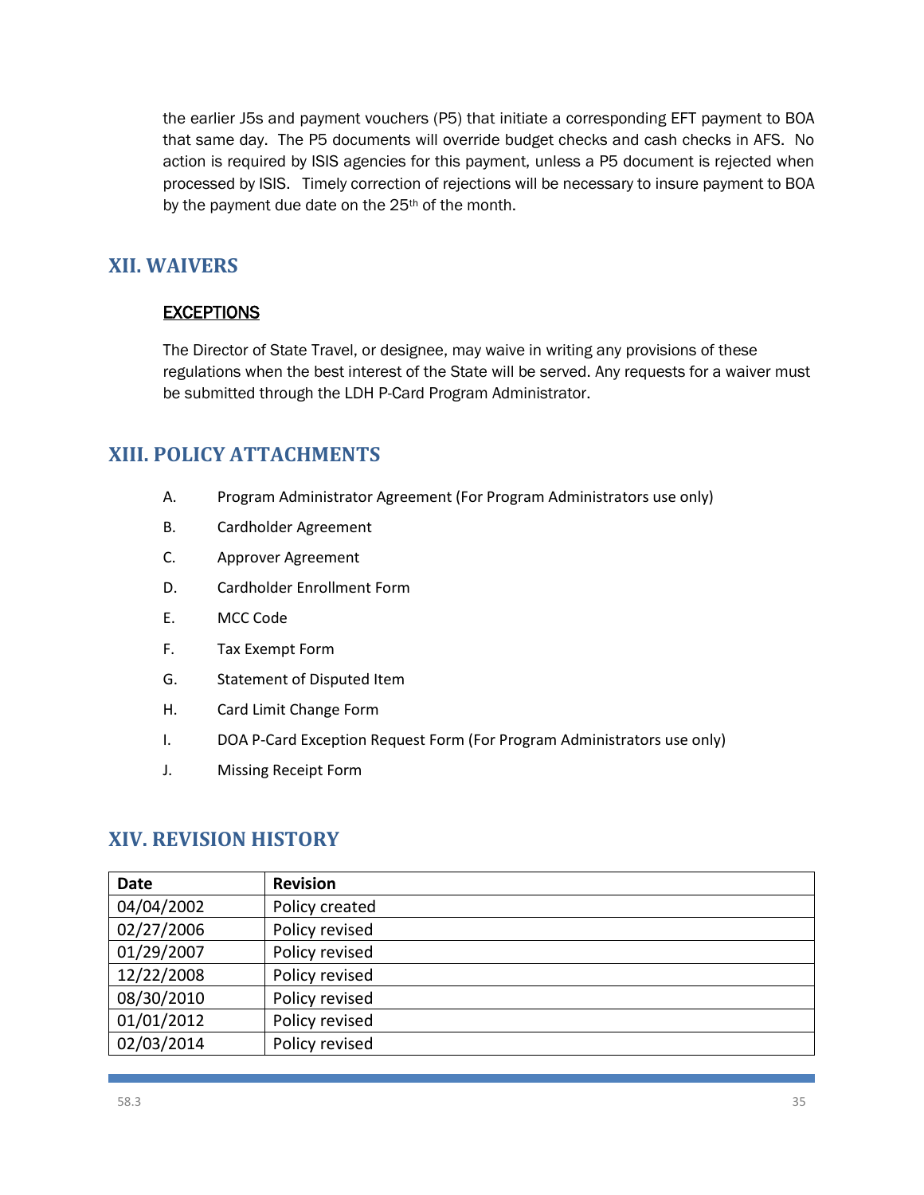the earlier J5s and payment vouchers (P5) that initiate a corresponding EFT payment to BOA that same day. The P5 documents will override budget checks and cash checks in AFS. No action is required by ISIS agencies for this payment, unless a P5 document is rejected when processed by ISIS. Timely correction of rejections will be necessary to insure payment to BOA by the payment due date on the 25th of the month.

## XII. WAIVERS

### EXCEPTIONS

The Director of State Travel, or designee, may waive in writing any provisions of these regulations when the best interest of the State will be served. Any requests for a waiver must be submitted through the LDH P-Card Program Administrator.

## XIII. POLICY ATTACHMENTS

A. Program Administrator Agreement (For Program Administrators use only)

B. Cardholder Agreement

C. Approver Agreement

D. Cardholder Enrollment Form

E. MCC Code

F. Tax Exempt Form

G. Statement of Disputed Item

H. Card Limit Change Form

I. DOA P-Card Exception Request Form (For Program Administrators use only)

J. Missing Receipt Form

## XIV. REVISION HISTORY

| Date | Revision |
|---|---|
| 04/04/2002 | Policy created |
| 02/27/2006 | Policy revised |
| 01/29/2007 | Policy revised |
| 12/22/2008 | Policy revised |
| 08/30/2010 | Policy revised |
| 01/01/2012 | Policy revised |
| 02/03/2014 | Policy revised |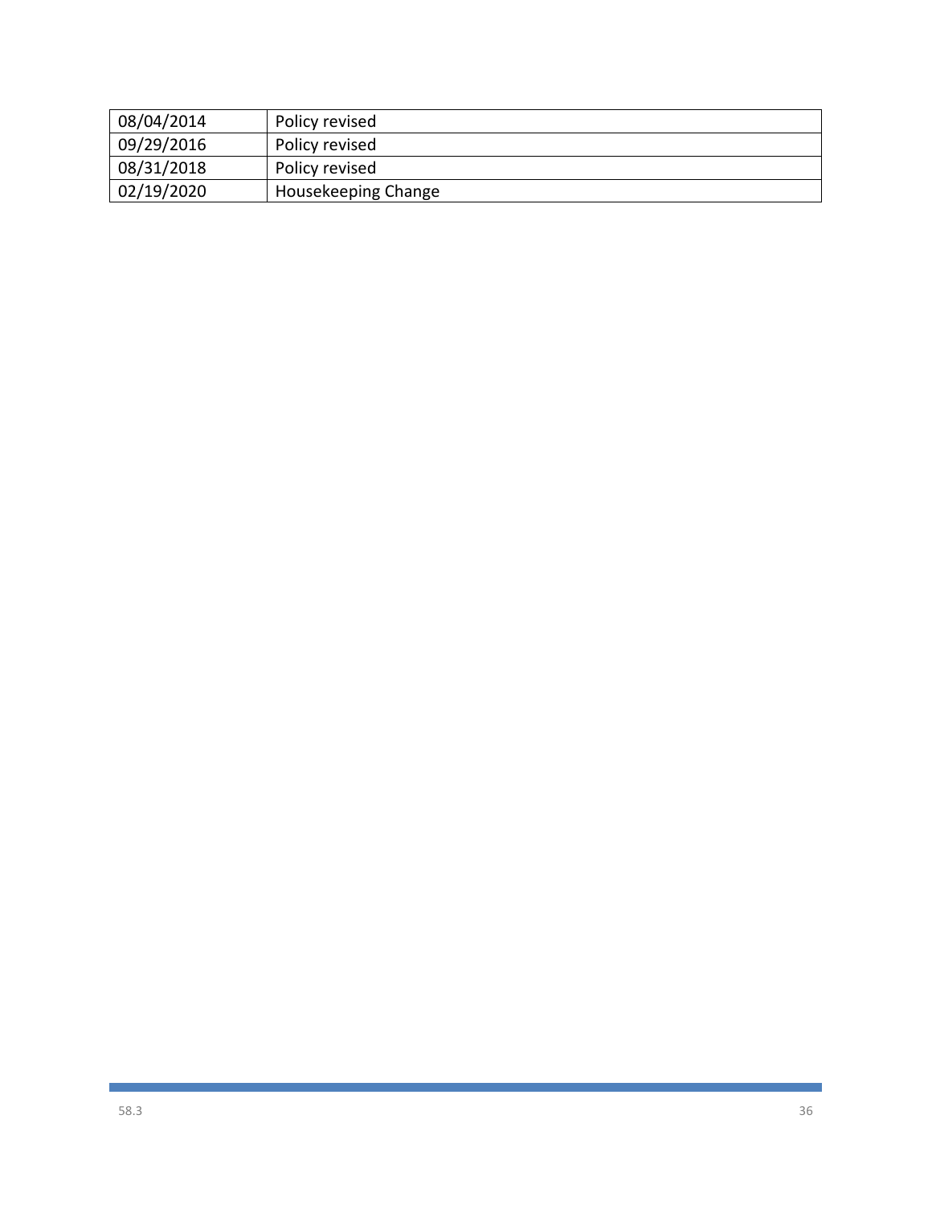| | |
|---|---|
| 08/04/2014 | Policy revised |
| 09/29/2016 | Policy revised |
| 08/31/2018 | Policy revised |
| 02/19/2020 | Housekeeping Change |